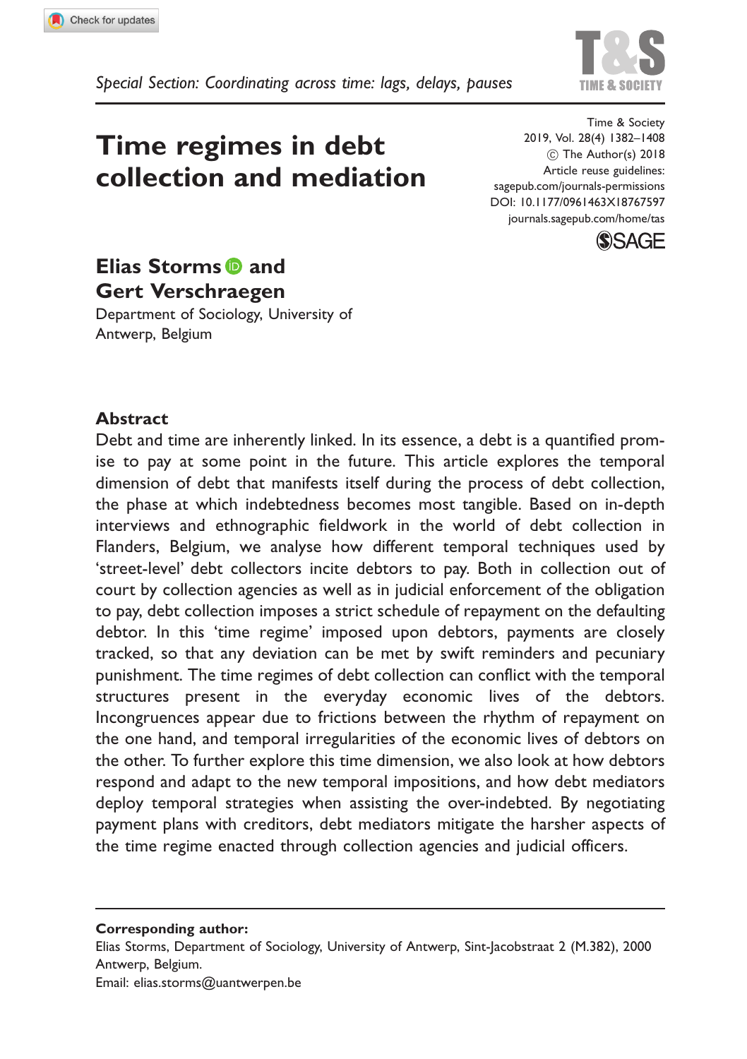*Special Section: Coordinating across time: lags, delays, pauses*

# Time regimes in debt collection and mediation

Time & Society
2019, Vol. 28(4) 1382–1408
© The Author(s) 2018
Article reuse guidelines:
sagepub.com/journals-permissions
DOI: 10.1177/0961463X18767597
journals.sagepub.com/home/tas

**Elias Storms and Gert Verschraegen**

Department of Sociology, University of Antwerp, Belgium

## Abstract

Debt and time are inherently linked. In its essence, a debt is a quantified promise to pay at some point in the future. This article explores the temporal dimension of debt that manifests itself during the process of debt collection, the phase at which indebtedness becomes most tangible. Based on in-depth interviews and ethnographic fieldwork in the world of debt collection in Flanders, Belgium, we analyse how different temporal techniques used by 'street-level' debt collectors incite debtors to pay. Both in collection out of court by collection agencies as well as in judicial enforcement of the obligation to pay, debt collection imposes a strict schedule of repayment on the defaulting debtor. In this 'time regime' imposed upon debtors, payments are closely tracked, so that any deviation can be met by swift reminders and pecuniary punishment. The time regimes of debt collection can conflict with the temporal structures present in the everyday economic lives of the debtors. Incongruences appear due to frictions between the rhythm of repayment on the one hand, and temporal irregularities of the economic lives of debtors on the other. To further explore this time dimension, we also look at how debtors respond and adapt to the new temporal impositions, and how debt mediators deploy temporal strategies when assisting the over-indebted. By negotiating payment plans with creditors, debt mediators mitigate the harsher aspects of the time regime enacted through collection agencies and judicial officers.

**Corresponding author:**
Elias Storms, Department of Sociology, University of Antwerp, Sint-Jacobstraat 2 (M.382), 2000 Antwerp, Belgium.
Email: elias.storms@uantwerpen.be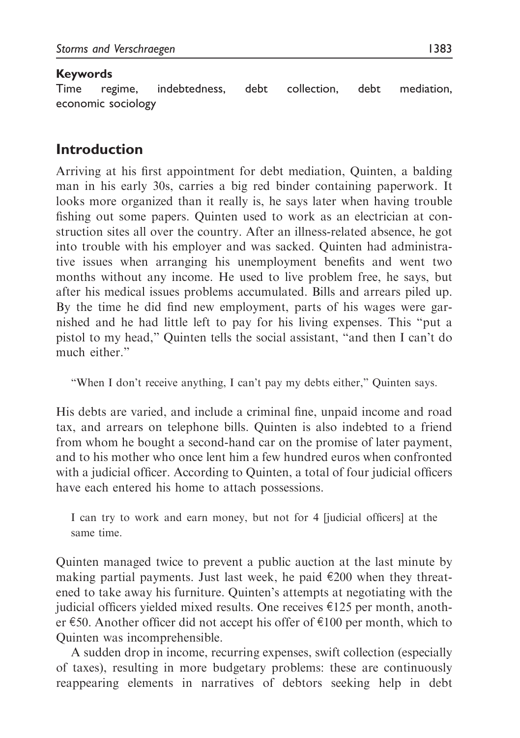**Keywords**

Time regime, indebtedness, debt collection, debt mediation, economic sociology

## Introduction

Arriving at his first appointment for debt mediation, Quinten, a balding man in his early 30s, carries a big red binder containing paperwork. It looks more organized than it really is, he says later when having trouble fishing out some papers. Quinten used to work as an electrician at construction sites all over the country. After an illness-related absence, he got into trouble with his employer and was sacked. Quinten had administrative issues when arranging his unemployment benefits and went two months without any income. He used to live problem free, he says, but after his medical issues problems accumulated. Bills and arrears piled up. By the time he did find new employment, parts of his wages were garnished and he had little left to pay for his living expenses. This "put a pistol to my head," Quinten tells the social assistant, "and then I can't do much either."

> "When I don't receive anything, I can't pay my debts either," Quinten says.

His debts are varied, and include a criminal fine, unpaid income and road tax, and arrears on telephone bills. Quinten is also indebted to a friend from whom he bought a second-hand car on the promise of later payment, and to his mother who once lent him a few hundred euros when confronted with a judicial officer. According to Quinten, a total of four judicial officers have each entered his home to attach possessions.

> I can try to work and earn money, but not for 4 [judicial officers] at the same time.

Quinten managed twice to prevent a public auction at the last minute by making partial payments. Just last week, he paid €200 when they threatened to take away his furniture. Quinten's attempts at negotiating with the judicial officers yielded mixed results. One receives €125 per month, another €50. Another officer did not accept his offer of €100 per month, which to Quinten was incomprehensible.

A sudden drop in income, recurring expenses, swift collection (especially of taxes), resulting in more budgetary problems: these are continuously reappearing elements in narratives of debtors seeking help in debt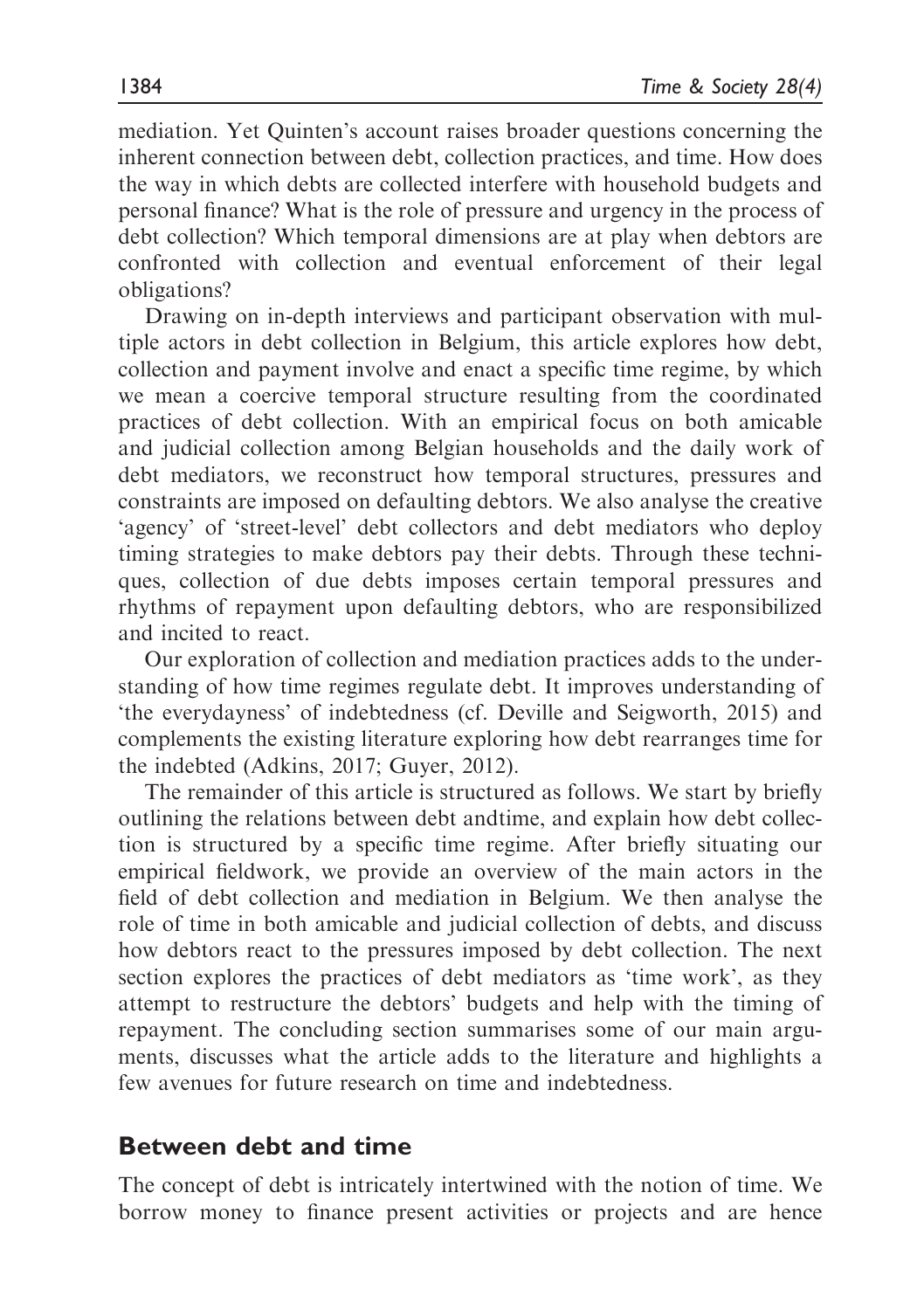mediation. Yet Quinten's account raises broader questions concerning the inherent connection between debt, collection practices, and time. How does the way in which debts are collected interfere with household budgets and personal finance? What is the role of pressure and urgency in the process of debt collection? Which temporal dimensions are at play when debtors are confronted with collection and eventual enforcement of their legal obligations?

Drawing on in-depth interviews and participant observation with multiple actors in debt collection in Belgium, this article explores how debt, collection and payment involve and enact a specific time regime, by which we mean a coercive temporal structure resulting from the coordinated practices of debt collection. With an empirical focus on both amicable and judicial collection among Belgian households and the daily work of debt mediators, we reconstruct how temporal structures, pressures and constraints are imposed on defaulting debtors. We also analyse the creative 'agency' of 'street-level' debt collectors and debt mediators who deploy timing strategies to make debtors pay their debts. Through these techniques, collection of due debts imposes certain temporal pressures and rhythms of repayment upon defaulting debtors, who are responsibilized and incited to react.

Our exploration of collection and mediation practices adds to the understanding of how time regimes regulate debt. It improves understanding of 'the everydayness' of indebtedness (cf. Deville and Seigworth, 2015) and complements the existing literature exploring how debt rearranges time for the indebted (Adkins, 2017; Guyer, 2012).

The remainder of this article is structured as follows. We start by briefly outlining the relations between debt andtime, and explain how debt collection is structured by a specific time regime. After briefly situating our empirical fieldwork, we provide an overview of the main actors in the field of debt collection and mediation in Belgium. We then analyse the role of time in both amicable and judicial collection of debts, and discuss how debtors react to the pressures imposed by debt collection. The next section explores the practices of debt mediators as 'time work', as they attempt to restructure the debtors' budgets and help with the timing of repayment. The concluding section summarises some of our main arguments, discusses what the article adds to the literature and highlights a few avenues for future research on time and indebtedness.

## Between debt and time

The concept of debt is intricately intertwined with the notion of time. We borrow money to finance present activities or projects and are hence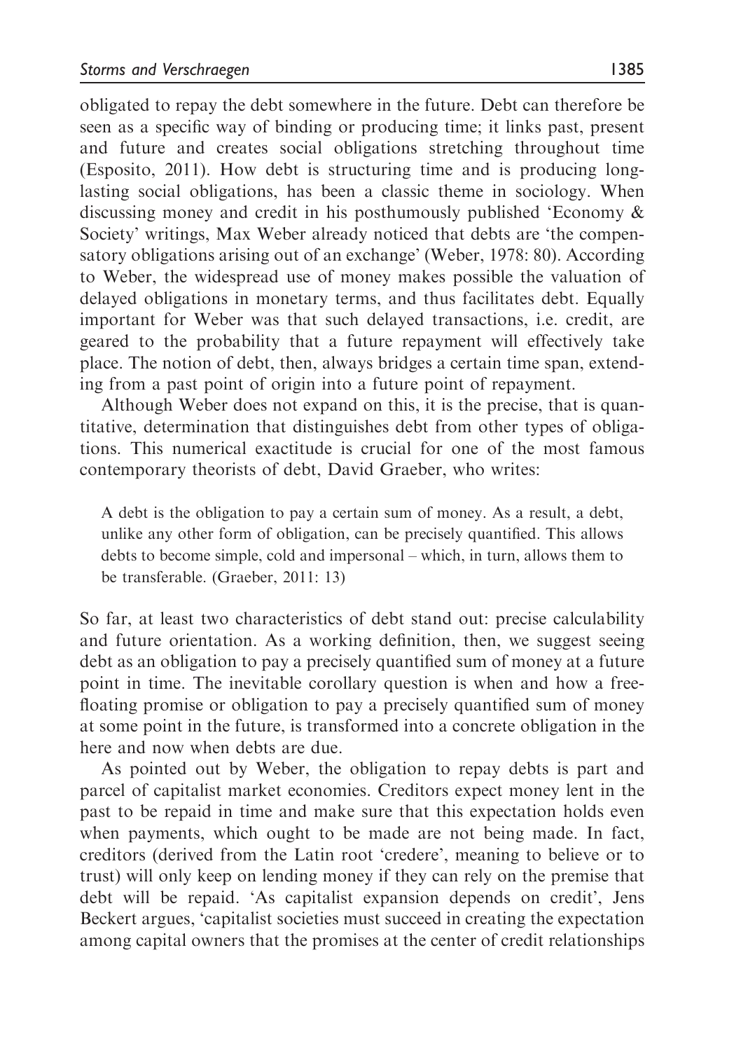obligated to repay the debt somewhere in the future. Debt can therefore be seen as a specific way of binding or producing time; it links past, present and future and creates social obligations stretching throughout time (Esposito, 2011). How debt is structuring time and is producing long-lasting social obligations, has been a classic theme in sociology. When discussing money and credit in his posthumously published 'Economy & Society' writings, Max Weber already noticed that debts are 'the compensatory obligations arising out of an exchange' (Weber, 1978: 80). According to Weber, the widespread use of money makes possible the valuation of delayed obligations in monetary terms, and thus facilitates debt. Equally important for Weber was that such delayed transactions, i.e. credit, are geared to the probability that a future repayment will effectively take place. The notion of debt, then, always bridges a certain time span, extending from a past point of origin into a future point of repayment.

Although Weber does not expand on this, it is the precise, that is quantitative, determination that distinguishes debt from other types of obligations. This numerical exactitude is crucial for one of the most famous contemporary theorists of debt, David Graeber, who writes:

> A debt is the obligation to pay a certain sum of money. As a result, a debt, unlike any other form of obligation, can be precisely quantified. This allows debts to become simple, cold and impersonal – which, in turn, allows them to be transferable. (Graeber, 2011: 13)

So far, at least two characteristics of debt stand out: precise calculability and future orientation. As a working definition, then, we suggest seeing debt as an obligation to pay a precisely quantified sum of money at a future point in time. The inevitable corollary question is when and how a free-floating promise or obligation to pay a precisely quantified sum of money at some point in the future, is transformed into a concrete obligation in the here and now when debts are due.

As pointed out by Weber, the obligation to repay debts is part and parcel of capitalist market economies. Creditors expect money lent in the past to be repaid in time and make sure that this expectation holds even when payments, which ought to be made are not being made. In fact, creditors (derived from the Latin root 'credere', meaning to believe or to trust) will only keep on lending money if they can rely on the premise that debt will be repaid. 'As capitalist expansion depends on credit', Jens Beckert argues, 'capitalist societies must succeed in creating the expectation among capital owners that the promises at the center of credit relationships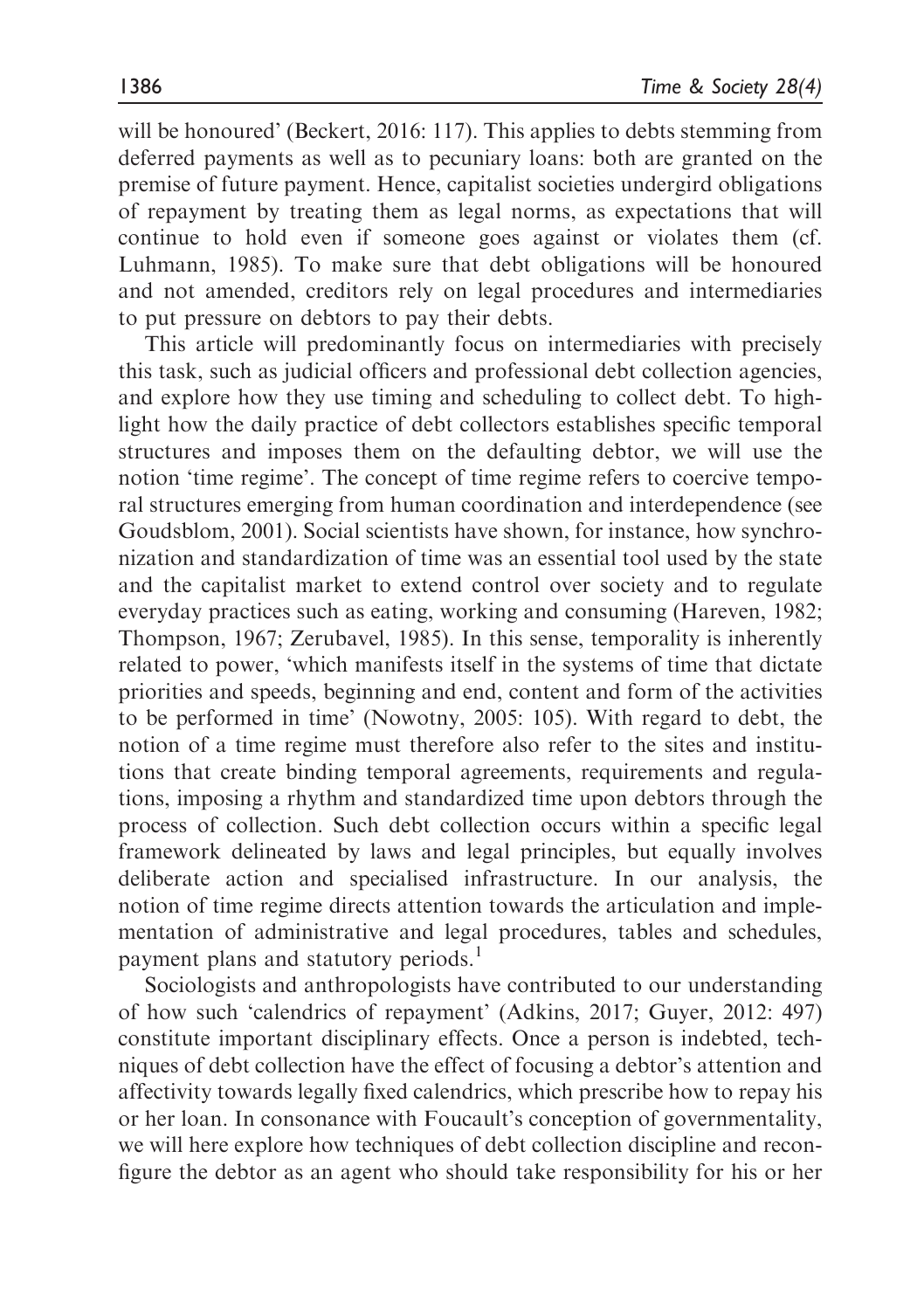will be honoured' (Beckert, 2016: 117). This applies to debts stemming from deferred payments as well as to pecuniary loans: both are granted on the premise of future payment. Hence, capitalist societies undergird obligations of repayment by treating them as legal norms, as expectations that will continue to hold even if someone goes against or violates them (cf. Luhmann, 1985). To make sure that debt obligations will be honoured and not amended, creditors rely on legal procedures and intermediaries to put pressure on debtors to pay their debts.

This article will predominantly focus on intermediaries with precisely this task, such as judicial officers and professional debt collection agencies, and explore how they use timing and scheduling to collect debt. To highlight how the daily practice of debt collectors establishes specific temporal structures and imposes them on the defaulting debtor, we will use the notion 'time regime'. The concept of time regime refers to coercive temporal structures emerging from human coordination and interdependence (see Goudsblom, 2001). Social scientists have shown, for instance, how synchronization and standardization of time was an essential tool used by the state and the capitalist market to extend control over society and to regulate everyday practices such as eating, working and consuming (Hareven, 1982; Thompson, 1967; Zerubavel, 1985). In this sense, temporality is inherently related to power, 'which manifests itself in the systems of time that dictate priorities and speeds, beginning and end, content and form of the activities to be performed in time' (Nowotny, 2005: 105). With regard to debt, the notion of a time regime must therefore also refer to the sites and institutions that create binding temporal agreements, requirements and regulations, imposing a rhythm and standardized time upon debtors through the process of collection. Such debt collection occurs within a specific legal framework delineated by laws and legal principles, but equally involves deliberate action and specialised infrastructure. In our analysis, the notion of time regime directs attention towards the articulation and implementation of administrative and legal procedures, tables and schedules, payment plans and statutory periods.[1]

Sociologists and anthropologists have contributed to our understanding of how such 'calendrics of repayment' (Adkins, 2017; Guyer, 2012: 497) constitute important disciplinary effects. Once a person is indebted, techniques of debt collection have the effect of focusing a debtor's attention and affectivity towards legally fixed calendrics, which prescribe how to repay his or her loan. In consonance with Foucault's conception of governmentality, we will here explore how techniques of debt collection discipline and reconfigure the debtor as an agent who should take responsibility for his or her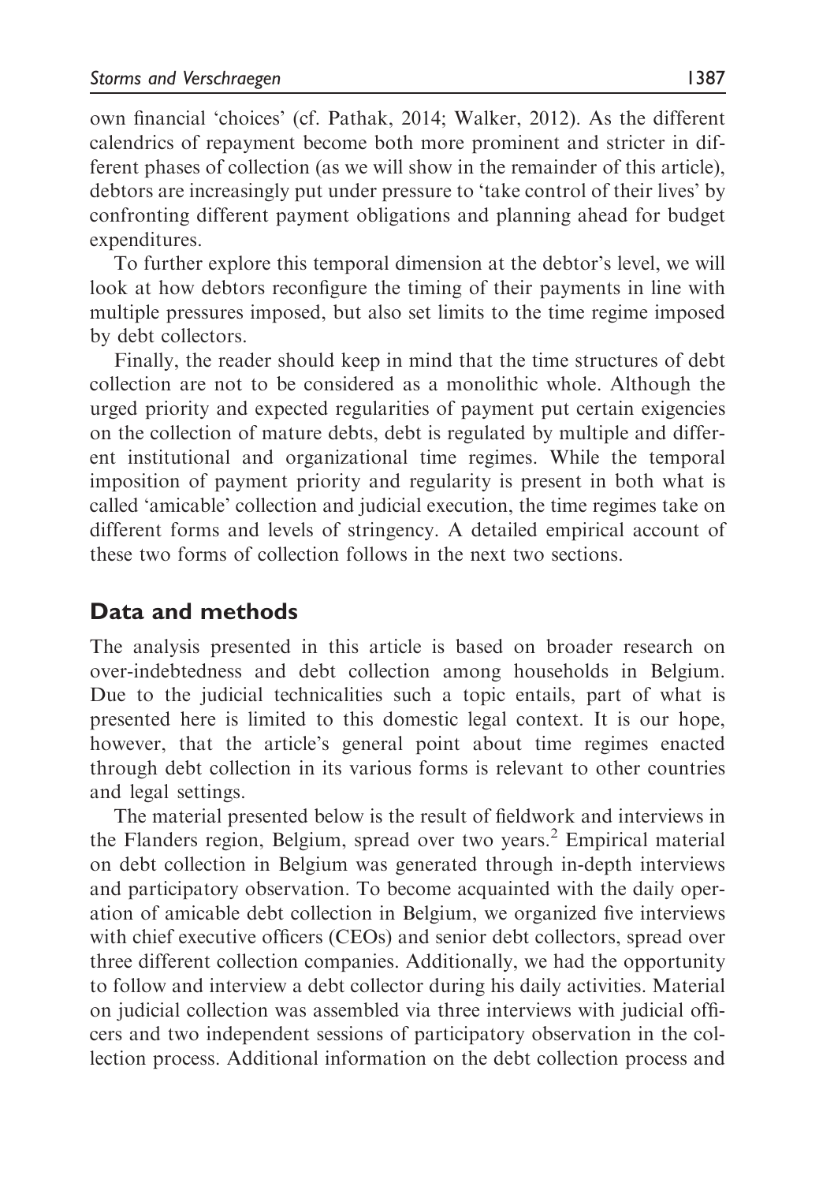own financial 'choices' (cf. Pathak, 2014; Walker, 2012). As the different calendrics of repayment become both more prominent and stricter in different phases of collection (as we will show in the remainder of this article), debtors are increasingly put under pressure to 'take control of their lives' by confronting different payment obligations and planning ahead for budget expenditures.

To further explore this temporal dimension at the debtor's level, we will look at how debtors reconfigure the timing of their payments in line with multiple pressures imposed, but also set limits to the time regime imposed by debt collectors.

Finally, the reader should keep in mind that the time structures of debt collection are not to be considered as a monolithic whole. Although the urged priority and expected regularities of payment put certain exigencies on the collection of mature debts, debt is regulated by multiple and different institutional and organizational time regimes. While the temporal imposition of payment priority and regularity is present in both what is called 'amicable' collection and judicial execution, the time regimes take on different forms and levels of stringency. A detailed empirical account of these two forms of collection follows in the next two sections.

## Data and methods

The analysis presented in this article is based on broader research on over-indebtedness and debt collection among households in Belgium. Due to the judicial technicalities such a topic entails, part of what is presented here is limited to this domestic legal context. It is our hope, however, that the article's general point about time regimes enacted through debt collection in its various forms is relevant to other countries and legal settings.

The material presented below is the result of fieldwork and interviews in the Flanders region, Belgium, spread over two years.[2] Empirical material on debt collection in Belgium was generated through in-depth interviews and participatory observation. To become acquainted with the daily operation of amicable debt collection in Belgium, we organized five interviews with chief executive officers (CEOs) and senior debt collectors, spread over three different collection companies. Additionally, we had the opportunity to follow and interview a debt collector during his daily activities. Material on judicial collection was assembled via three interviews with judicial officers and two independent sessions of participatory observation in the collection process. Additional information on the debt collection process and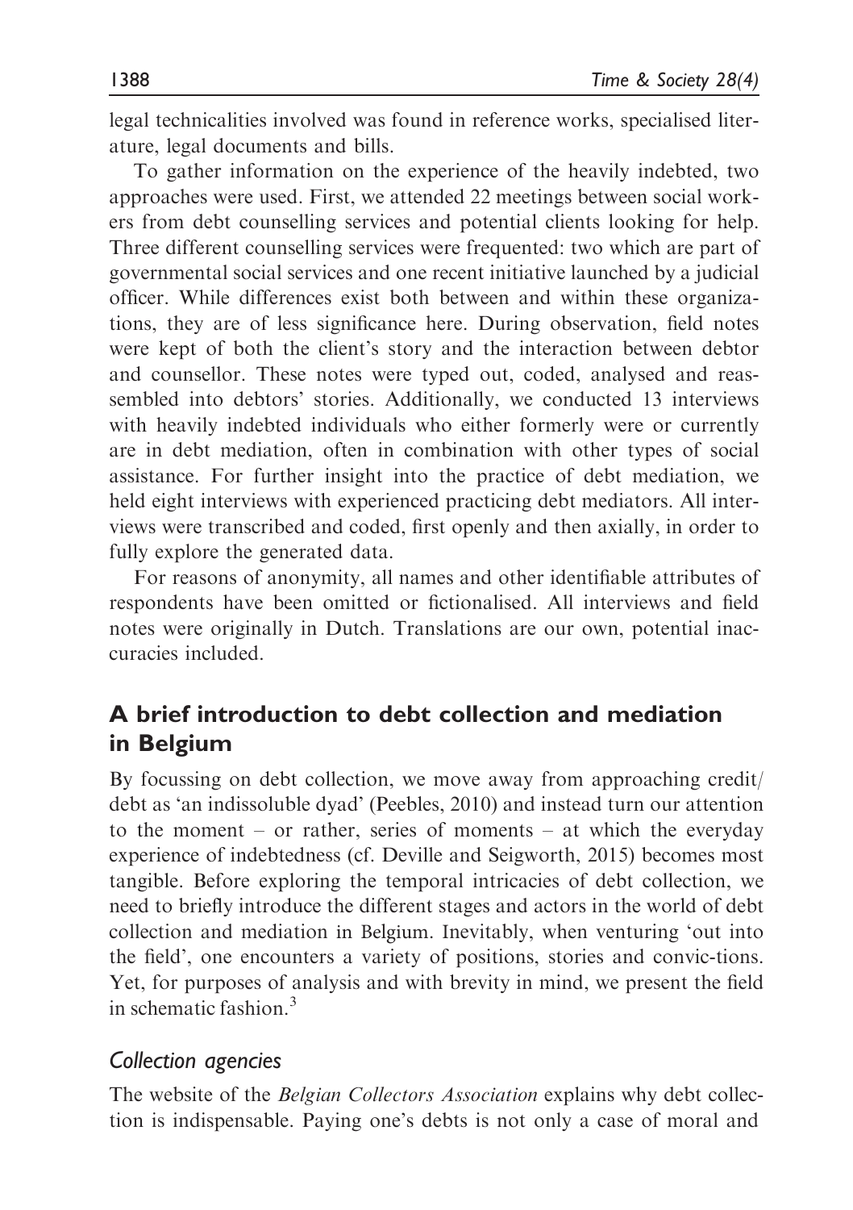legal technicalities involved was found in reference works, specialised literature, legal documents and bills.

To gather information on the experience of the heavily indebted, two approaches were used. First, we attended 22 meetings between social workers from debt counselling services and potential clients looking for help. Three different counselling services were frequented: two which are part of governmental social services and one recent initiative launched by a judicial officer. While differences exist both between and within these organizations, they are of less significance here. During observation, field notes were kept of both the client's story and the interaction between debtor and counsellor. These notes were typed out, coded, analysed and reassembled into debtors' stories. Additionally, we conducted 13 interviews with heavily indebted individuals who either formerly were or currently are in debt mediation, often in combination with other types of social assistance. For further insight into the practice of debt mediation, we held eight interviews with experienced practicing debt mediators. All interviews were transcribed and coded, first openly and then axially, in order to fully explore the generated data.

For reasons of anonymity, all names and other identifiable attributes of respondents have been omitted or fictionalised. All interviews and field notes were originally in Dutch. Translations are our own, potential inaccuracies included.

## A brief introduction to debt collection and mediation in Belgium

By focussing on debt collection, we move away from approaching credit/debt as 'an indissoluble dyad' (Peebles, 2010) and instead turn our attention to the moment – or rather, series of moments – at which the everyday experience of indebtedness (cf. Deville and Seigworth, 2015) becomes most tangible. Before exploring the temporal intricacies of debt collection, we need to briefly introduce the different stages and actors in the world of debt collection and mediation in Belgium. Inevitably, when venturing 'out into the field', one encounters a variety of positions, stories and convic-tions. Yet, for purposes of analysis and with brevity in mind, we present the field in schematic fashion.[3]

### *Collection agencies*

The website of the *Belgian Collectors Association* explains why debt collection is indispensable. Paying one's debts is not only a case of moral and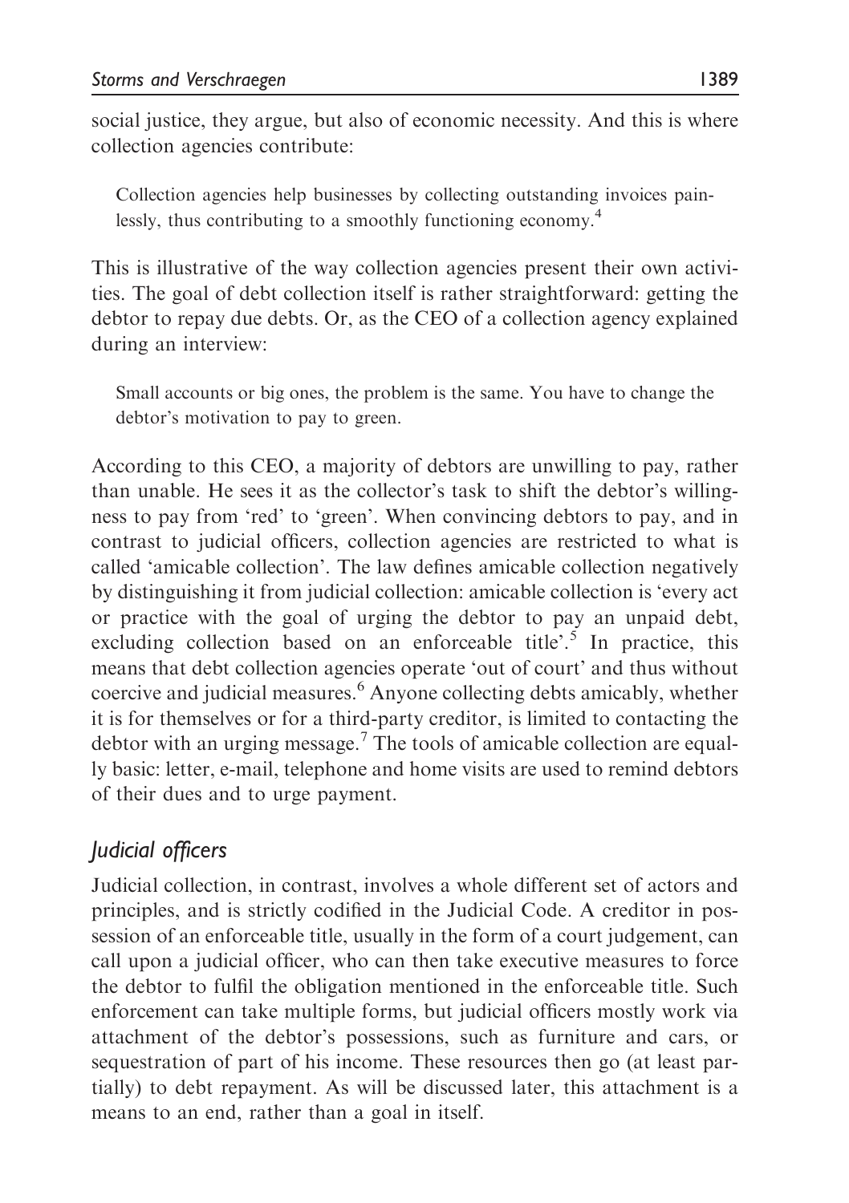social justice, they argue, but also of economic necessity. And this is where collection agencies contribute:

> Collection agencies help businesses by collecting outstanding invoices painlessly, thus contributing to a smoothly functioning economy.[4]

This is illustrative of the way collection agencies present their own activities. The goal of debt collection itself is rather straightforward: getting the debtor to repay due debts. Or, as the CEO of a collection agency explained during an interview:

> Small accounts or big ones, the problem is the same. You have to change the debtor's motivation to pay to green.

According to this CEO, a majority of debtors are unwilling to pay, rather than unable. He sees it as the collector's task to shift the debtor's willingness to pay from 'red' to 'green'. When convincing debtors to pay, and in contrast to judicial officers, collection agencies are restricted to what is called 'amicable collection'. The law defines amicable collection negatively by distinguishing it from judicial collection: amicable collection is 'every act or practice with the goal of urging the debtor to pay an unpaid debt, excluding collection based on an enforceable title'.[5] In practice, this means that debt collection agencies operate 'out of court' and thus without coercive and judicial measures.[6] Anyone collecting debts amicably, whether it is for themselves or for a third-party creditor, is limited to contacting the debtor with an urging message.[7] The tools of amicable collection are equally basic: letter, e-mail, telephone and home visits are used to remind debtors of their dues and to urge payment.

## *Judicial officers*

Judicial collection, in contrast, involves a whole different set of actors and principles, and is strictly codified in the Judicial Code. A creditor in possession of an enforceable title, usually in the form of a court judgement, can call upon a judicial officer, who can then take executive measures to force the debtor to fulfil the obligation mentioned in the enforceable title. Such enforcement can take multiple forms, but judicial officers mostly work via attachment of the debtor's possessions, such as furniture and cars, or sequestration of part of his income. These resources then go (at least partially) to debt repayment. As will be discussed later, this attachment is a means to an end, rather than a goal in itself.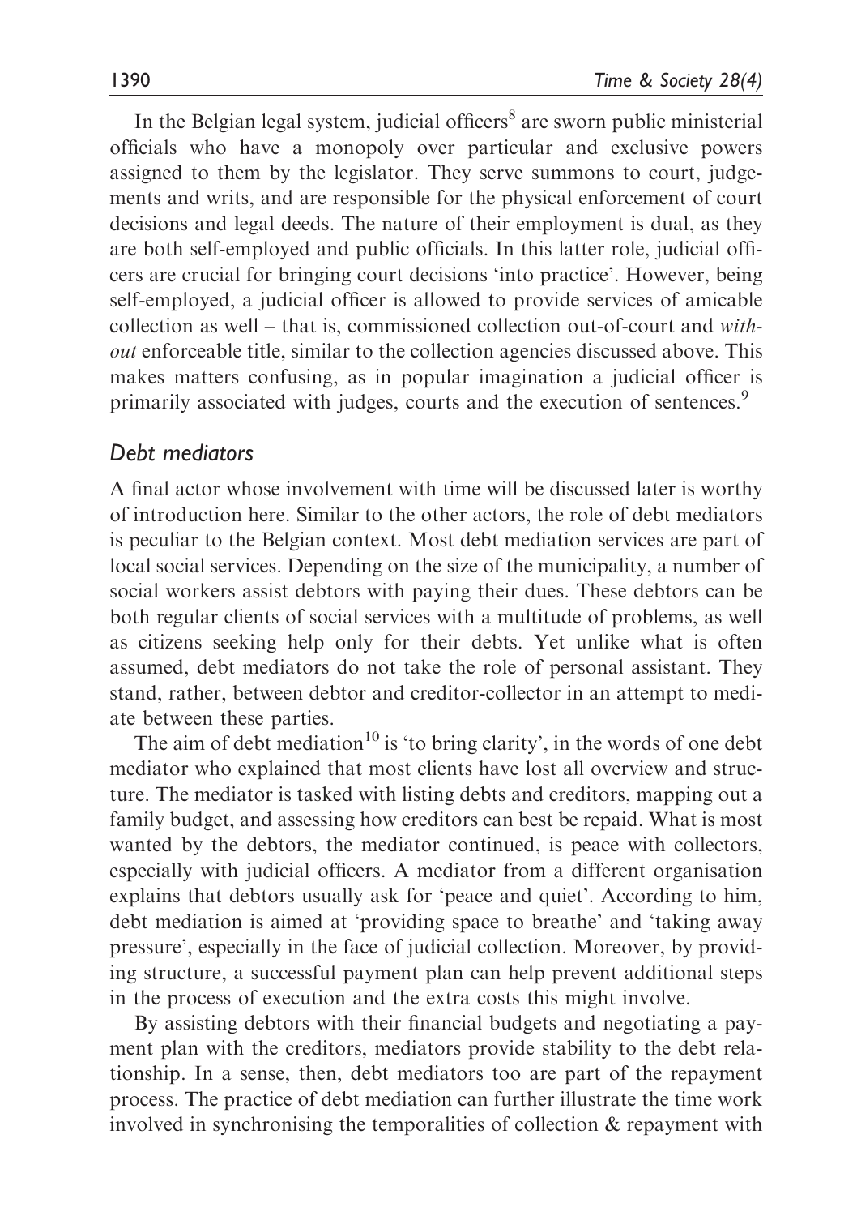In the Belgian legal system, judicial officers[8] are sworn public ministerial officials who have a monopoly over particular and exclusive powers assigned to them by the legislator. They serve summons to court, judgements and writs, and are responsible for the physical enforcement of court decisions and legal deeds. The nature of their employment is dual, as they are both self-employed and public officials. In this latter role, judicial officers are crucial for bringing court decisions 'into practice'. However, being self-employed, a judicial officer is allowed to provide services of amicable collection as well – that is, commissioned collection out-of-court and *without* enforceable title, similar to the collection agencies discussed above. This makes matters confusing, as in popular imagination a judicial officer is primarily associated with judges, courts and the execution of sentences.[9]

### *Debt mediators*

A final actor whose involvement with time will be discussed later is worthy of introduction here. Similar to the other actors, the role of debt mediators is peculiar to the Belgian context. Most debt mediation services are part of local social services. Depending on the size of the municipality, a number of social workers assist debtors with paying their dues. These debtors can be both regular clients of social services with a multitude of problems, as well as citizens seeking help only for their debts. Yet unlike what is often assumed, debt mediators do not take the role of personal assistant. They stand, rather, between debtor and creditor-collector in an attempt to mediate between these parties.

The aim of debt mediation[10] is 'to bring clarity', in the words of one debt mediator who explained that most clients have lost all overview and structure. The mediator is tasked with listing debts and creditors, mapping out a family budget, and assessing how creditors can best be repaid. What is most wanted by the debtors, the mediator continued, is peace with collectors, especially with judicial officers. A mediator from a different organisation explains that debtors usually ask for 'peace and quiet'. According to him, debt mediation is aimed at 'providing space to breathe' and 'taking away pressure', especially in the face of judicial collection. Moreover, by providing structure, a successful payment plan can help prevent additional steps in the process of execution and the extra costs this might involve.

By assisting debtors with their financial budgets and negotiating a payment plan with the creditors, mediators provide stability to the debt relationship. In a sense, then, debt mediators too are part of the repayment process. The practice of debt mediation can further illustrate the time work involved in synchronising the temporalities of collection & repayment with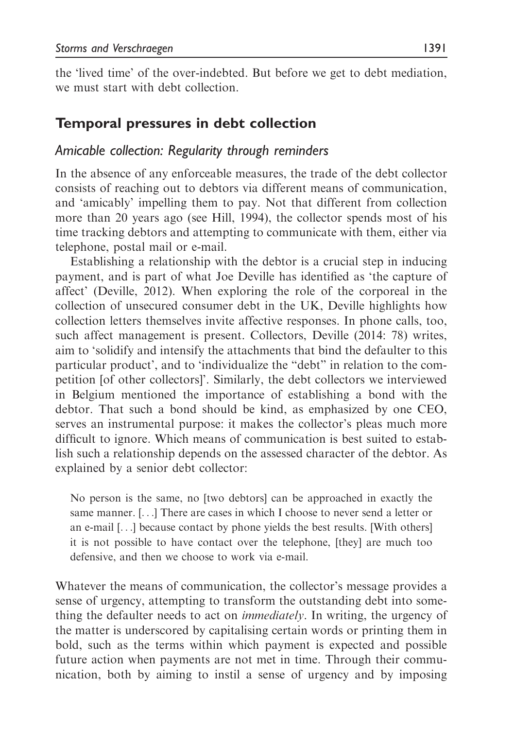the 'lived time' of the over-indebted. But before we get to debt mediation, we must start with debt collection.

## Temporal pressures in debt collection

### *Amicable collection: Regularity through reminders*

In the absence of any enforceable measures, the trade of the debt collector consists of reaching out to debtors via different means of communication, and 'amicably' impelling them to pay. Not that different from collection more than 20 years ago (see Hill, 1994), the collector spends most of his time tracking debtors and attempting to communicate with them, either via telephone, postal mail or e-mail.

Establishing a relationship with the debtor is a crucial step in inducing payment, and is part of what Joe Deville has identified as 'the capture of affect' (Deville, 2012). When exploring the role of the corporeal in the collection of unsecured consumer debt in the UK, Deville highlights how collection letters themselves invite affective responses. In phone calls, too, such affect management is present. Collectors, Deville (2014: 78) writes, aim to 'solidify and intensify the attachments that bind the defaulter to this particular product', and to 'individualize the "debt" in relation to the competition [of other collectors]'. Similarly, the debt collectors we interviewed in Belgium mentioned the importance of establishing a bond with the debtor. That such a bond should be kind, as emphasized by one CEO, serves an instrumental purpose: it makes the collector's pleas much more difficult to ignore. Which means of communication is best suited to establish such a relationship depends on the assessed character of the debtor. As explained by a senior debt collector:

> No person is the same, no [two debtors] can be approached in exactly the same manner. [...] There are cases in which I choose to never send a letter or an e-mail [...] because contact by phone yields the best results. [With others] it is not possible to have contact over the telephone, [they] are much too defensive, and then we choose to work via e-mail.

Whatever the means of communication, the collector's message provides a sense of urgency, attempting to transform the outstanding debt into something the defaulter needs to act on *immediately*. In writing, the urgency of the matter is underscored by capitalising certain words or printing them in bold, such as the terms within which payment is expected and possible future action when payments are not met in time. Through their communication, both by aiming to instil a sense of urgency and by imposing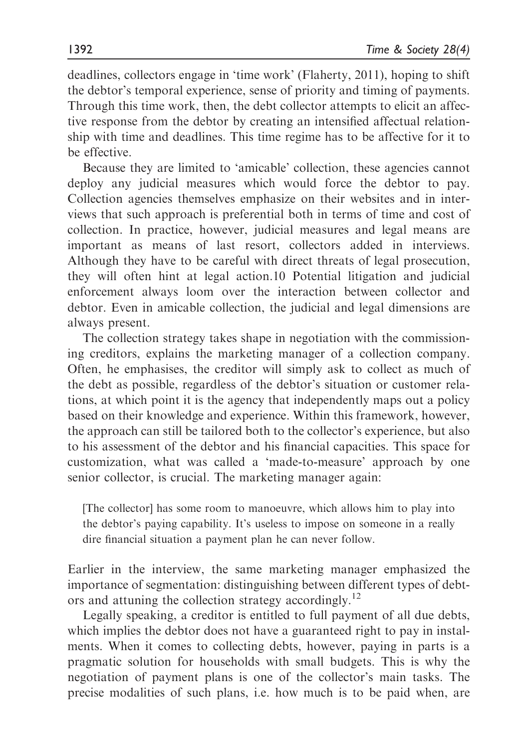deadlines, collectors engage in 'time work' (Flaherty, 2011), hoping to shift the debtor's temporal experience, sense of priority and timing of payments. Through this time work, then, the debt collector attempts to elicit an affective response from the debtor by creating an intensified affectual relationship with time and deadlines. This time regime has to be affective for it to be effective.

Because they are limited to 'amicable' collection, these agencies cannot deploy any judicial measures which would force the debtor to pay. Collection agencies themselves emphasize on their websites and in interviews that such approach is preferential both in terms of time and cost of collection. In practice, however, judicial measures and legal means are important as means of last resort, collectors added in interviews. Although they have to be careful with direct threats of legal prosecution, they will often hint at legal action.10 Potential litigation and judicial enforcement always loom over the interaction between collector and debtor. Even in amicable collection, the judicial and legal dimensions are always present.

The collection strategy takes shape in negotiation with the commissioning creditors, explains the marketing manager of a collection company. Often, he emphasises, the creditor will simply ask to collect as much of the debt as possible, regardless of the debtor's situation or customer relations, at which point it is the agency that independently maps out a policy based on their knowledge and experience. Within this framework, however, the approach can still be tailored both to the collector's experience, but also to his assessment of the debtor and his financial capacities. This space for customization, what was called a 'made-to-measure' approach by one senior collector, is crucial. The marketing manager again:

> [The collector] has some room to manoeuvre, which allows him to play into the debtor's paying capability. It's useless to impose on someone in a really dire financial situation a payment plan he can never follow.

Earlier in the interview, the same marketing manager emphasized the importance of segmentation: distinguishing between different types of debtors and attuning the collection strategy accordingly.[12]

Legally speaking, a creditor is entitled to full payment of all due debts, which implies the debtor does not have a guaranteed right to pay in instalments. When it comes to collecting debts, however, paying in parts is a pragmatic solution for households with small budgets. This is why the negotiation of payment plans is one of the collector's main tasks. The precise modalities of such plans, i.e. how much is to be paid when, are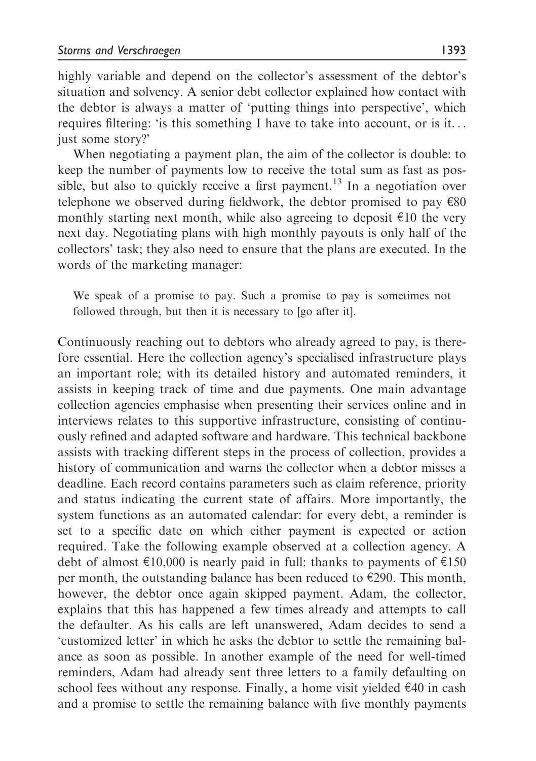highly variable and depend on the collector's assessment of the debtor's situation and solvency. A senior debt collector explained how contact with the debtor is always a matter of 'putting things into perspective', which requires filtering: 'is this something I have to take into account, or is it... just some story?'

When negotiating a payment plan, the aim of the collector is double: to keep the number of payments low to receive the total sum as fast as possible, but also to quickly receive a first payment.[13] In a negotiation over telephone we observed during fieldwork, the debtor promised to pay €80 monthly starting next month, while also agreeing to deposit €10 the very next day. Negotiating plans with high monthly payouts is only half of the collectors' task; they also need to ensure that the plans are executed. In the words of the marketing manager:

> We speak of a promise to pay. Such a promise to pay is sometimes not followed through, but then it is necessary to [go after it].

Continuously reaching out to debtors who already agreed to pay, is therefore essential. Here the collection agency's specialised infrastructure plays an important role; with its detailed history and automated reminders, it assists in keeping track of time and due payments. One main advantage collection agencies emphasise when presenting their services online and in interviews relates to this supportive infrastructure, consisting of continuously refined and adapted software and hardware. This technical backbone assists with tracking different steps in the process of collection, provides a history of communication and warns the collector when a debtor misses a deadline. Each record contains parameters such as claim reference, priority and status indicating the current state of affairs. More importantly, the system functions as an automated calendar: for every debt, a reminder is set to a specific date on which either payment is expected or action required. Take the following example observed at a collection agency. A debt of almost €10,000 is nearly paid in full: thanks to payments of €150 per month, the outstanding balance has been reduced to €290. This month, however, the debtor once again skipped payment. Adam, the collector, explains that this has happened a few times already and attempts to call the defaulter. As his calls are left unanswered, Adam decides to send a 'customized letter' in which he asks the debtor to settle the remaining balance as soon as possible. In another example of the need for well-timed reminders, Adam had already sent three letters to a family defaulting on school fees without any response. Finally, a home visit yielded €40 in cash and a promise to settle the remaining balance with five monthly payments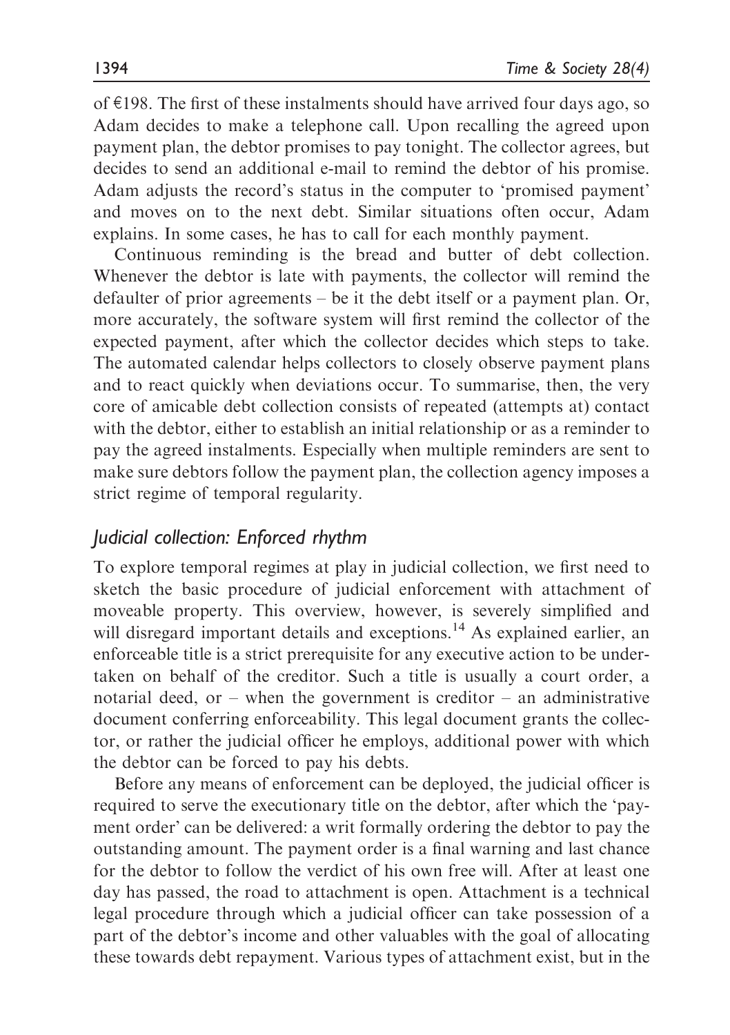of €198. The first of these instalments should have arrived four days ago, so Adam decides to make a telephone call. Upon recalling the agreed upon payment plan, the debtor promises to pay tonight. The collector agrees, but decides to send an additional e-mail to remind the debtor of his promise. Adam adjusts the record's status in the computer to 'promised payment' and moves on to the next debt. Similar situations often occur, Adam explains. In some cases, he has to call for each monthly payment.

Continuous reminding is the bread and butter of debt collection. Whenever the debtor is late with payments, the collector will remind the defaulter of prior agreements – be it the debt itself or a payment plan. Or, more accurately, the software system will first remind the collector of the expected payment, after which the collector decides which steps to take. The automated calendar helps collectors to closely observe payment plans and to react quickly when deviations occur. To summarise, then, the very core of amicable debt collection consists of repeated (attempts at) contact with the debtor, either to establish an initial relationship or as a reminder to pay the agreed instalments. Especially when multiple reminders are sent to make sure debtors follow the payment plan, the collection agency imposes a strict regime of temporal regularity.

## *Judicial collection: Enforced rhythm*

To explore temporal regimes at play in judicial collection, we first need to sketch the basic procedure of judicial enforcement with attachment of moveable property. This overview, however, is severely simplified and will disregard important details and exceptions.[14] As explained earlier, an enforceable title is a strict prerequisite for any executive action to be undertaken on behalf of the creditor. Such a title is usually a court order, a notarial deed, or – when the government is creditor – an administrative document conferring enforceability. This legal document grants the collector, or rather the judicial officer he employs, additional power with which the debtor can be forced to pay his debts.

Before any means of enforcement can be deployed, the judicial officer is required to serve the executionary title on the debtor, after which the 'payment order' can be delivered: a writ formally ordering the debtor to pay the outstanding amount. The payment order is a final warning and last chance for the debtor to follow the verdict of his own free will. After at least one day has passed, the road to attachment is open. Attachment is a technical legal procedure through which a judicial officer can take possession of a part of the debtor's income and other valuables with the goal of allocating these towards debt repayment. Various types of attachment exist, but in the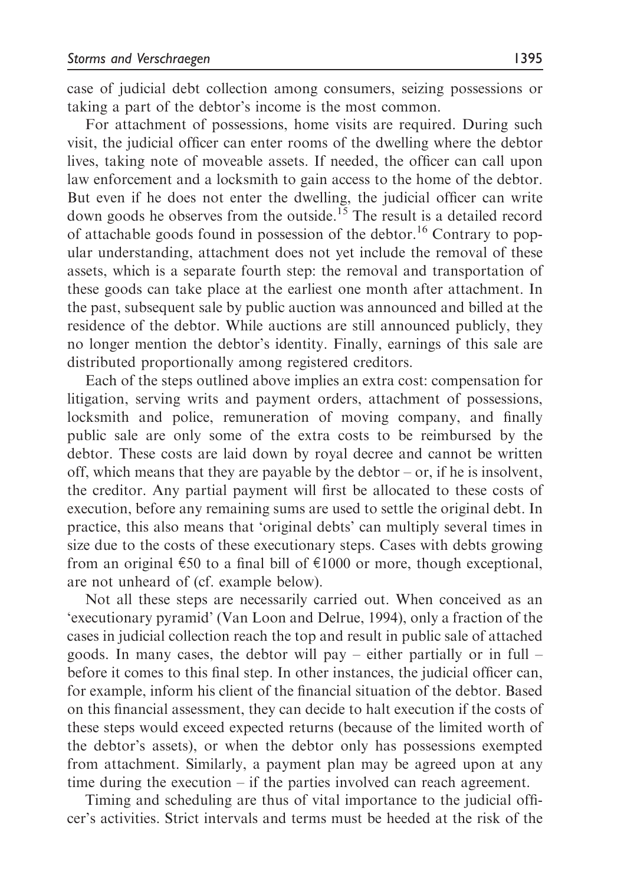case of judicial debt collection among consumers, seizing possessions or taking a part of the debtor's income is the most common.

For attachment of possessions, home visits are required. During such visit, the judicial officer can enter rooms of the dwelling where the debtor lives, taking note of moveable assets. If needed, the officer can call upon law enforcement and a locksmith to gain access to the home of the debtor. But even if he does not enter the dwelling, the judicial officer can write down goods he observes from the outside.[15] The result is a detailed record of attachable goods found in possession of the debtor.[16] Contrary to popular understanding, attachment does not yet include the removal of these assets, which is a separate fourth step: the removal and transportation of these goods can take place at the earliest one month after attachment. In the past, subsequent sale by public auction was announced and billed at the residence of the debtor. While auctions are still announced publicly, they no longer mention the debtor's identity. Finally, earnings of this sale are distributed proportionally among registered creditors.

Each of the steps outlined above implies an extra cost: compensation for litigation, serving writs and payment orders, attachment of possessions, locksmith and police, remuneration of moving company, and finally public sale are only some of the extra costs to be reimbursed by the debtor. These costs are laid down by royal decree and cannot be written off, which means that they are payable by the debtor – or, if he is insolvent, the creditor. Any partial payment will first be allocated to these costs of execution, before any remaining sums are used to settle the original debt. In practice, this also means that 'original debts' can multiply several times in size due to the costs of these executionary steps. Cases with debts growing from an original €50 to a final bill of €1000 or more, though exceptional, are not unheard of (cf. example below).

Not all these steps are necessarily carried out. When conceived as an 'executionary pyramid' (Van Loon and Delrue, 1994), only a fraction of the cases in judicial collection reach the top and result in public sale of attached goods. In many cases, the debtor will pay – either partially or in full – before it comes to this final step. In other instances, the judicial officer can, for example, inform his client of the financial situation of the debtor. Based on this financial assessment, they can decide to halt execution if the costs of these steps would exceed expected returns (because of the limited worth of the debtor's assets), or when the debtor only has possessions exempted from attachment. Similarly, a payment plan may be agreed upon at any time during the execution – if the parties involved can reach agreement.

Timing and scheduling are thus of vital importance to the judicial officer's activities. Strict intervals and terms must be heeded at the risk of the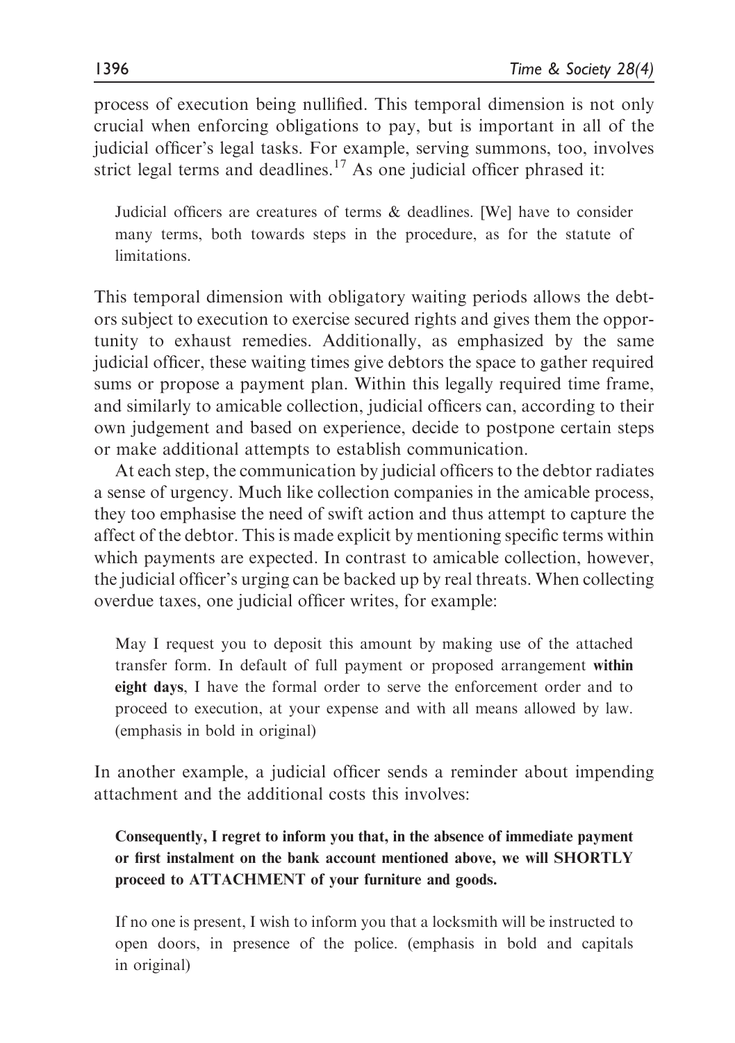process of execution being nullified. This temporal dimension is not only crucial when enforcing obligations to pay, but is important in all of the judicial officer's legal tasks. For example, serving summons, too, involves strict legal terms and deadlines.[17] As one judicial officer phrased it:

> Judicial officers are creatures of terms & deadlines. [We] have to consider many terms, both towards steps in the procedure, as for the statute of limitations.

This temporal dimension with obligatory waiting periods allows the debtors subject to execution to exercise secured rights and gives them the opportunity to exhaust remedies. Additionally, as emphasized by the same judicial officer, these waiting times give debtors the space to gather required sums or propose a payment plan. Within this legally required time frame, and similarly to amicable collection, judicial officers can, according to their own judgement and based on experience, decide to postpone certain steps or make additional attempts to establish communication.

At each step, the communication by judicial officers to the debtor radiates a sense of urgency. Much like collection companies in the amicable process, they too emphasise the need of swift action and thus attempt to capture the affect of the debtor. This is made explicit by mentioning specific terms within which payments are expected. In contrast to amicable collection, however, the judicial officer's urging can be backed up by real threats. When collecting overdue taxes, one judicial officer writes, for example:

> May I request you to deposit this amount by making use of the attached transfer form. In default of full payment or proposed arrangement **within eight days**, I have the formal order to serve the enforcement order and to proceed to execution, at your expense and with all means allowed by law. (emphasis in bold in original)

In another example, a judicial officer sends a reminder about impending attachment and the additional costs this involves:

> **Consequently, I regret to inform you that, in the absence of immediate payment or first instalment on the bank account mentioned above, we will SHORTLY proceed to ATTACHMENT of your furniture and goods.**
>
> If no one is present, I wish to inform you that a locksmith will be instructed to open doors, in presence of the police. (emphasis in bold and capitals in original)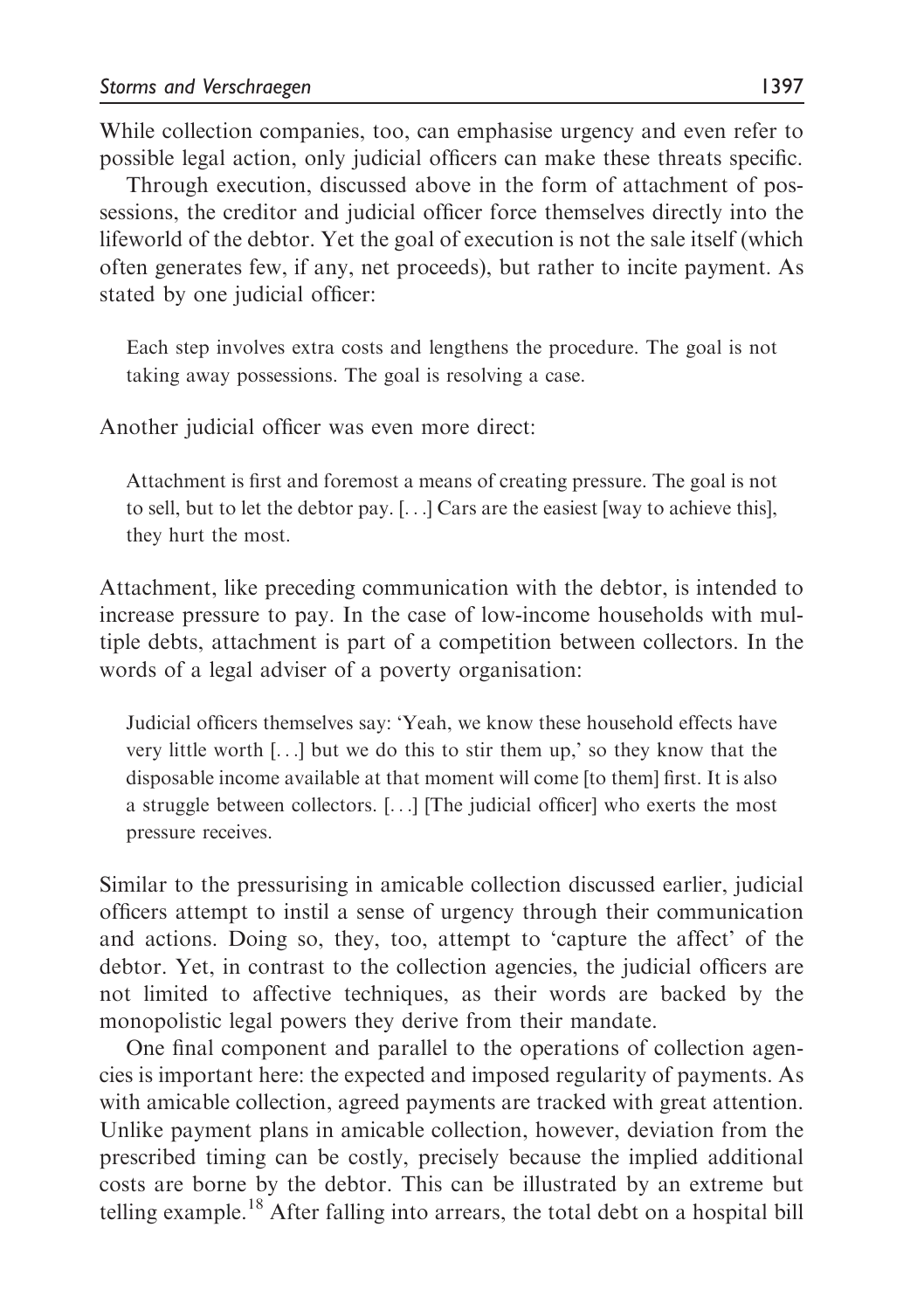While collection companies, too, can emphasise urgency and even refer to possible legal action, only judicial officers can make these threats specific.

Through execution, discussed above in the form of attachment of possessions, the creditor and judicial officer force themselves directly into the lifeworld of the debtor. Yet the goal of execution is not the sale itself (which often generates few, if any, net proceeds), but rather to incite payment. As stated by one judicial officer:

> Each step involves extra costs and lengthens the procedure. The goal is not taking away possessions. The goal is resolving a case.

Another judicial officer was even more direct:

> Attachment is first and foremost a means of creating pressure. The goal is not to sell, but to let the debtor pay. [...] Cars are the easiest [way to achieve this], they hurt the most.

Attachment, like preceding communication with the debtor, is intended to increase pressure to pay. In the case of low-income households with multiple debts, attachment is part of a competition between collectors. In the words of a legal adviser of a poverty organisation:

> Judicial officers themselves say: 'Yeah, we know these household effects have very little worth [...] but we do this to stir them up,' so they know that the disposable income available at that moment will come [to them] first. It is also a struggle between collectors. [...] [The judicial officer] who exerts the most pressure receives.

Similar to the pressurising in amicable collection discussed earlier, judicial officers attempt to instil a sense of urgency through their communication and actions. Doing so, they, too, attempt to 'capture the affect' of the debtor. Yet, in contrast to the collection agencies, the judicial officers are not limited to affective techniques, as their words are backed by the monopolistic legal powers they derive from their mandate.

One final component and parallel to the operations of collection agencies is important here: the expected and imposed regularity of payments. As with amicable collection, agreed payments are tracked with great attention. Unlike payment plans in amicable collection, however, deviation from the prescribed timing can be costly, precisely because the implied additional costs are borne by the debtor. This can be illustrated by an extreme but telling example.[18] After falling into arrears, the total debt on a hospital bill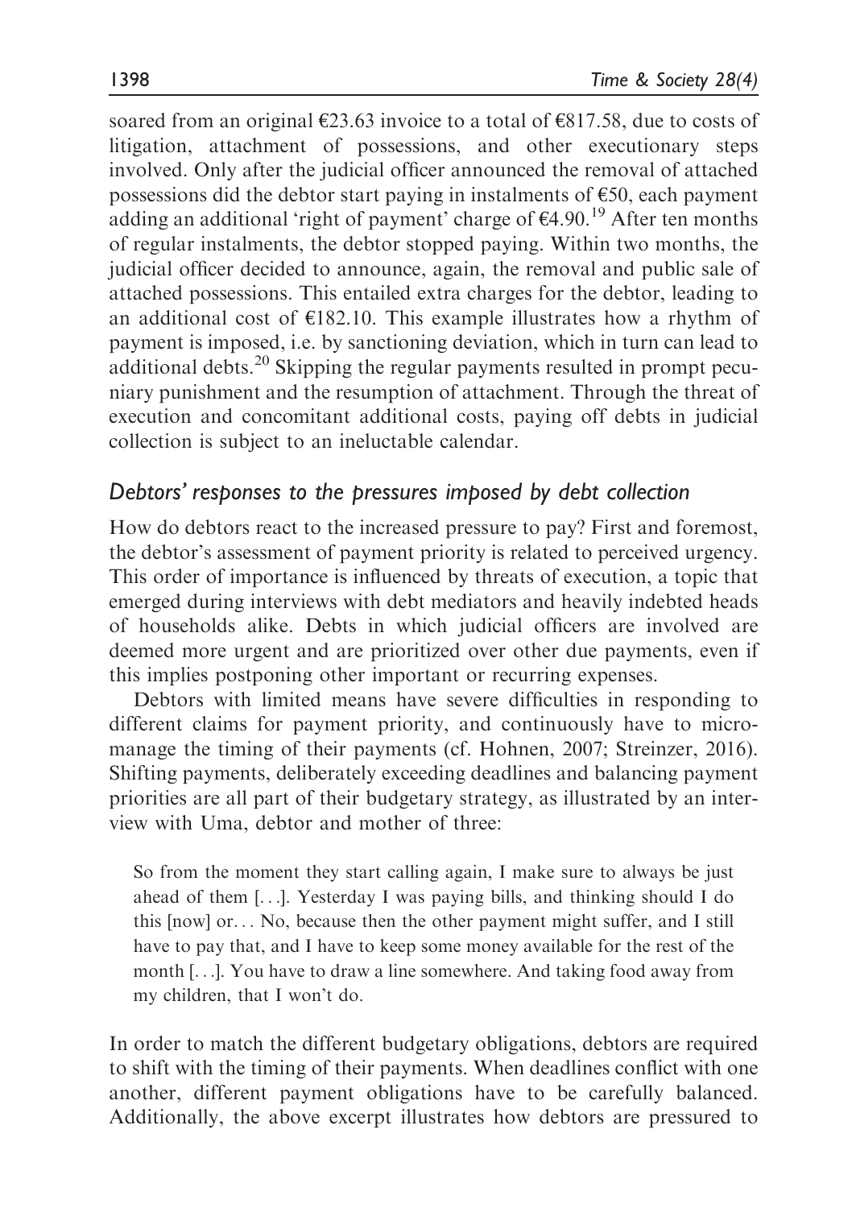soared from an original €23.63 invoice to a total of €817.58, due to costs of litigation, attachment of possessions, and other executionary steps involved. Only after the judicial officer announced the removal of attached possessions did the debtor start paying in instalments of €50, each payment adding an additional 'right of payment' charge of €4.90.[19] After ten months of regular instalments, the debtor stopped paying. Within two months, the judicial officer decided to announce, again, the removal and public sale of attached possessions. This entailed extra charges for the debtor, leading to an additional cost of €182.10. This example illustrates how a rhythm of payment is imposed, i.e. by sanctioning deviation, which in turn can lead to additional debts.[20] Skipping the regular payments resulted in prompt pecuniary punishment and the resumption of attachment. Through the threat of execution and concomitant additional costs, paying off debts in judicial collection is subject to an ineluctable calendar.

### *Debtors' responses to the pressures imposed by debt collection*

How do debtors react to the increased pressure to pay? First and foremost, the debtor's assessment of payment priority is related to perceived urgency. This order of importance is influenced by threats of execution, a topic that emerged during interviews with debt mediators and heavily indebted heads of households alike. Debts in which judicial officers are involved are deemed more urgent and are prioritized over other due payments, even if this implies postponing other important or recurring expenses.

Debtors with limited means have severe difficulties in responding to different claims for payment priority, and continuously have to micromanage the timing of their payments (cf. Hohnen, 2007; Streinzer, 2016). Shifting payments, deliberately exceeding deadlines and balancing payment priorities are all part of their budgetary strategy, as illustrated by an interview with Uma, debtor and mother of three:

> So from the moment they start calling again, I make sure to always be just ahead of them [...]. Yesterday I was paying bills, and thinking should I do this [now] or... No, because then the other payment might suffer, and I still have to pay that, and I have to keep some money available for the rest of the month [...]. You have to draw a line somewhere. And taking food away from my children, that I won't do.

In order to match the different budgetary obligations, debtors are required to shift with the timing of their payments. When deadlines conflict with one another, different payment obligations have to be carefully balanced. Additionally, the above excerpt illustrates how debtors are pressured to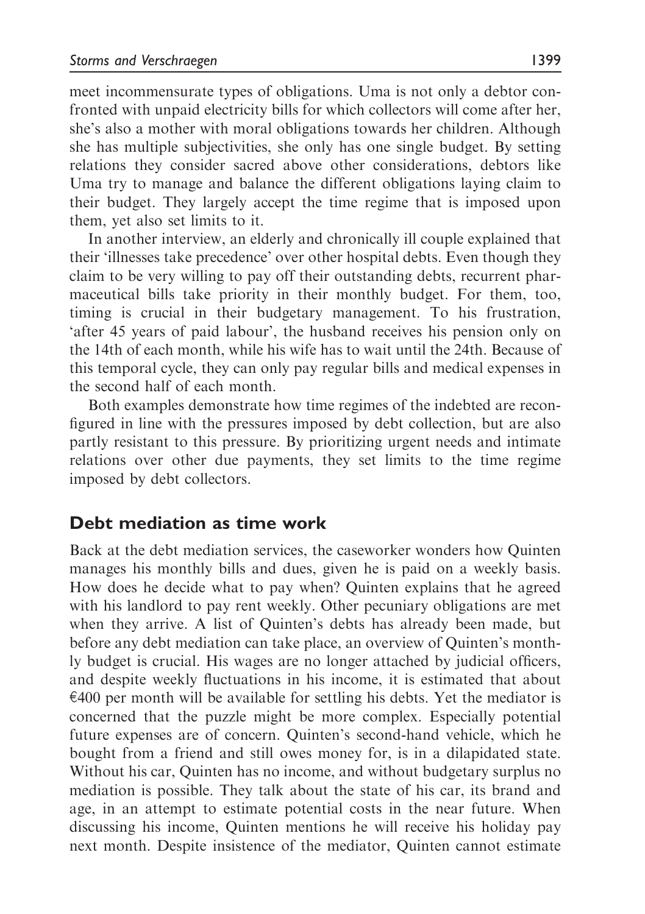meet incommensurate types of obligations. Uma is not only a debtor confronted with unpaid electricity bills for which collectors will come after her, she's also a mother with moral obligations towards her children. Although she has multiple subjectivities, she only has one single budget. By setting relations they consider sacred above other considerations, debtors like Uma try to manage and balance the different obligations laying claim to their budget. They largely accept the time regime that is imposed upon them, yet also set limits to it.

In another interview, an elderly and chronically ill couple explained that their 'illnesses take precedence' over other hospital debts. Even though they claim to be very willing to pay off their outstanding debts, recurrent pharmaceutical bills take priority in their monthly budget. For them, too, timing is crucial in their budgetary management. To his frustration, 'after 45 years of paid labour', the husband receives his pension only on the 14th of each month, while his wife has to wait until the 24th. Because of this temporal cycle, they can only pay regular bills and medical expenses in the second half of each month.

Both examples demonstrate how time regimes of the indebted are reconfigured in line with the pressures imposed by debt collection, but are also partly resistant to this pressure. By prioritizing urgent needs and intimate relations over other due payments, they set limits to the time regime imposed by debt collectors.

## Debt mediation as time work

Back at the debt mediation services, the caseworker wonders how Quinten manages his monthly bills and dues, given he is paid on a weekly basis. How does he decide what to pay when? Quinten explains that he agreed with his landlord to pay rent weekly. Other pecuniary obligations are met when they arrive. A list of Quinten's debts has already been made, but before any debt mediation can take place, an overview of Quinten's monthly budget is crucial. His wages are no longer attached by judicial officers, and despite weekly fluctuations in his income, it is estimated that about €400 per month will be available for settling his debts. Yet the mediator is concerned that the puzzle might be more complex. Especially potential future expenses are of concern. Quinten's second-hand vehicle, which he bought from a friend and still owes money for, is in a dilapidated state. Without his car, Quinten has no income, and without budgetary surplus no mediation is possible. They talk about the state of his car, its brand and age, in an attempt to estimate potential costs in the near future. When discussing his income, Quinten mentions he will receive his holiday pay next month. Despite insistence of the mediator, Quinten cannot estimate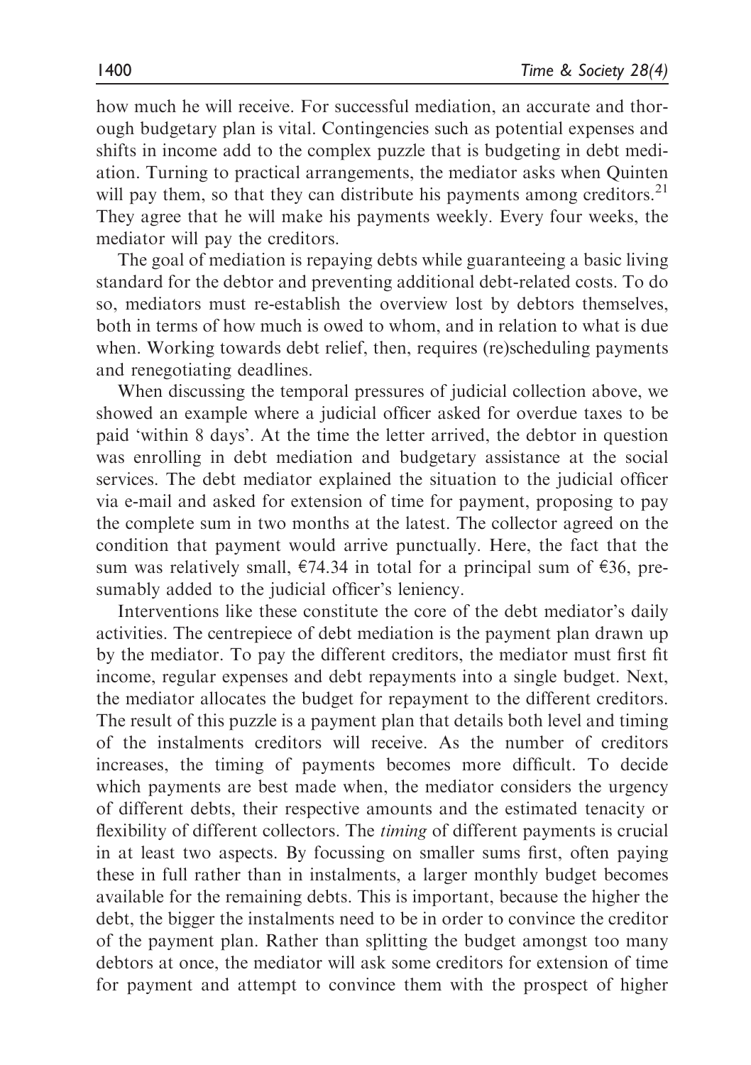how much he will receive. For successful mediation, an accurate and thorough budgetary plan is vital. Contingencies such as potential expenses and shifts in income add to the complex puzzle that is budgeting in debt mediation. Turning to practical arrangements, the mediator asks when Quinten will pay them, so that they can distribute his payments among creditors.[21] They agree that he will make his payments weekly. Every four weeks, the mediator will pay the creditors.

The goal of mediation is repaying debts while guaranteeing a basic living standard for the debtor and preventing additional debt-related costs. To do so, mediators must re-establish the overview lost by debtors themselves, both in terms of how much is owed to whom, and in relation to what is due when. Working towards debt relief, then, requires (re)scheduling payments and renegotiating deadlines.

When discussing the temporal pressures of judicial collection above, we showed an example where a judicial officer asked for overdue taxes to be paid 'within 8 days'. At the time the letter arrived, the debtor in question was enrolling in debt mediation and budgetary assistance at the social services. The debt mediator explained the situation to the judicial officer via e-mail and asked for extension of time for payment, proposing to pay the complete sum in two months at the latest. The collector agreed on the condition that payment would arrive punctually. Here, the fact that the sum was relatively small, €74.34 in total for a principal sum of €36, presumably added to the judicial officer's leniency.

Interventions like these constitute the core of the debt mediator's daily activities. The centrepiece of debt mediation is the payment plan drawn up by the mediator. To pay the different creditors, the mediator must first fit income, regular expenses and debt repayments into a single budget. Next, the mediator allocates the budget for repayment to the different creditors. The result of this puzzle is a payment plan that details both level and timing of the instalments creditors will receive. As the number of creditors increases, the timing of payments becomes more difficult. To decide which payments are best made when, the mediator considers the urgency of different debts, their respective amounts and the estimated tenacity or flexibility of different collectors. The *timing* of different payments is crucial in at least two aspects. By focussing on smaller sums first, often paying these in full rather than in instalments, a larger monthly budget becomes available for the remaining debts. This is important, because the higher the debt, the bigger the instalments need to be in order to convince the creditor of the payment plan. Rather than splitting the budget amongst too many debtors at once, the mediator will ask some creditors for extension of time for payment and attempt to convince them with the prospect of higher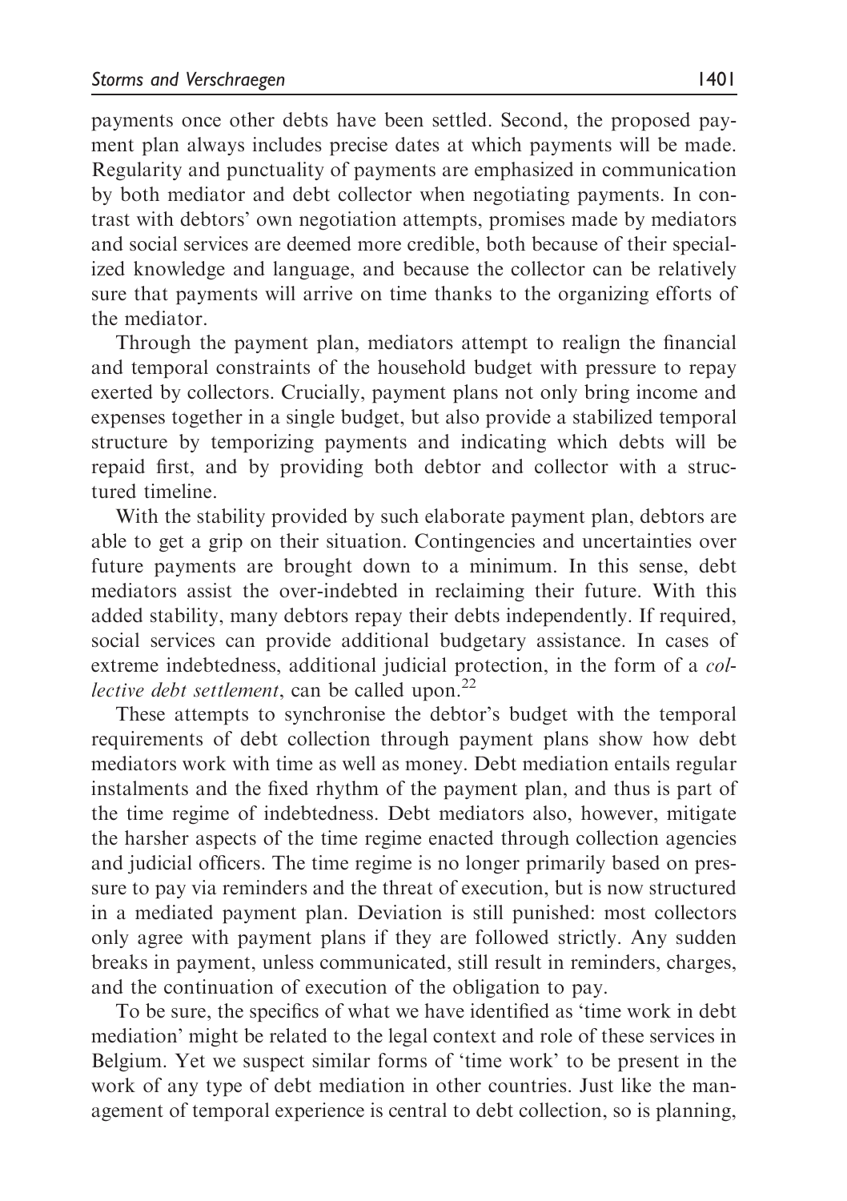payments once other debts have been settled. Second, the proposed payment plan always includes precise dates at which payments will be made. Regularity and punctuality of payments are emphasized in communication by both mediator and debt collector when negotiating payments. In contrast with debtors' own negotiation attempts, promises made by mediators and social services are deemed more credible, both because of their specialized knowledge and language, and because the collector can be relatively sure that payments will arrive on time thanks to the organizing efforts of the mediator.

Through the payment plan, mediators attempt to realign the financial and temporal constraints of the household budget with pressure to repay exerted by collectors. Crucially, payment plans not only bring income and expenses together in a single budget, but also provide a stabilized temporal structure by temporizing payments and indicating which debts will be repaid first, and by providing both debtor and collector with a structured timeline.

With the stability provided by such elaborate payment plan, debtors are able to get a grip on their situation. Contingencies and uncertainties over future payments are brought down to a minimum. In this sense, debt mediators assist the over-indebted in reclaiming their future. With this added stability, many debtors repay their debts independently. If required, social services can provide additional budgetary assistance. In cases of extreme indebtedness, additional judicial protection, in the form of a *collective debt settlement*, can be called upon.[22]

These attempts to synchronise the debtor's budget with the temporal requirements of debt collection through payment plans show how debt mediators work with time as well as money. Debt mediation entails regular instalments and the fixed rhythm of the payment plan, and thus is part of the time regime of indebtedness. Debt mediators also, however, mitigate the harsher aspects of the time regime enacted through collection agencies and judicial officers. The time regime is no longer primarily based on pressure to pay via reminders and the threat of execution, but is now structured in a mediated payment plan. Deviation is still punished: most collectors only agree with payment plans if they are followed strictly. Any sudden breaks in payment, unless communicated, still result in reminders, charges, and the continuation of execution of the obligation to pay.

To be sure, the specifics of what we have identified as 'time work in debt mediation' might be related to the legal context and role of these services in Belgium. Yet we suspect similar forms of 'time work' to be present in the work of any type of debt mediation in other countries. Just like the management of temporal experience is central to debt collection, so is planning,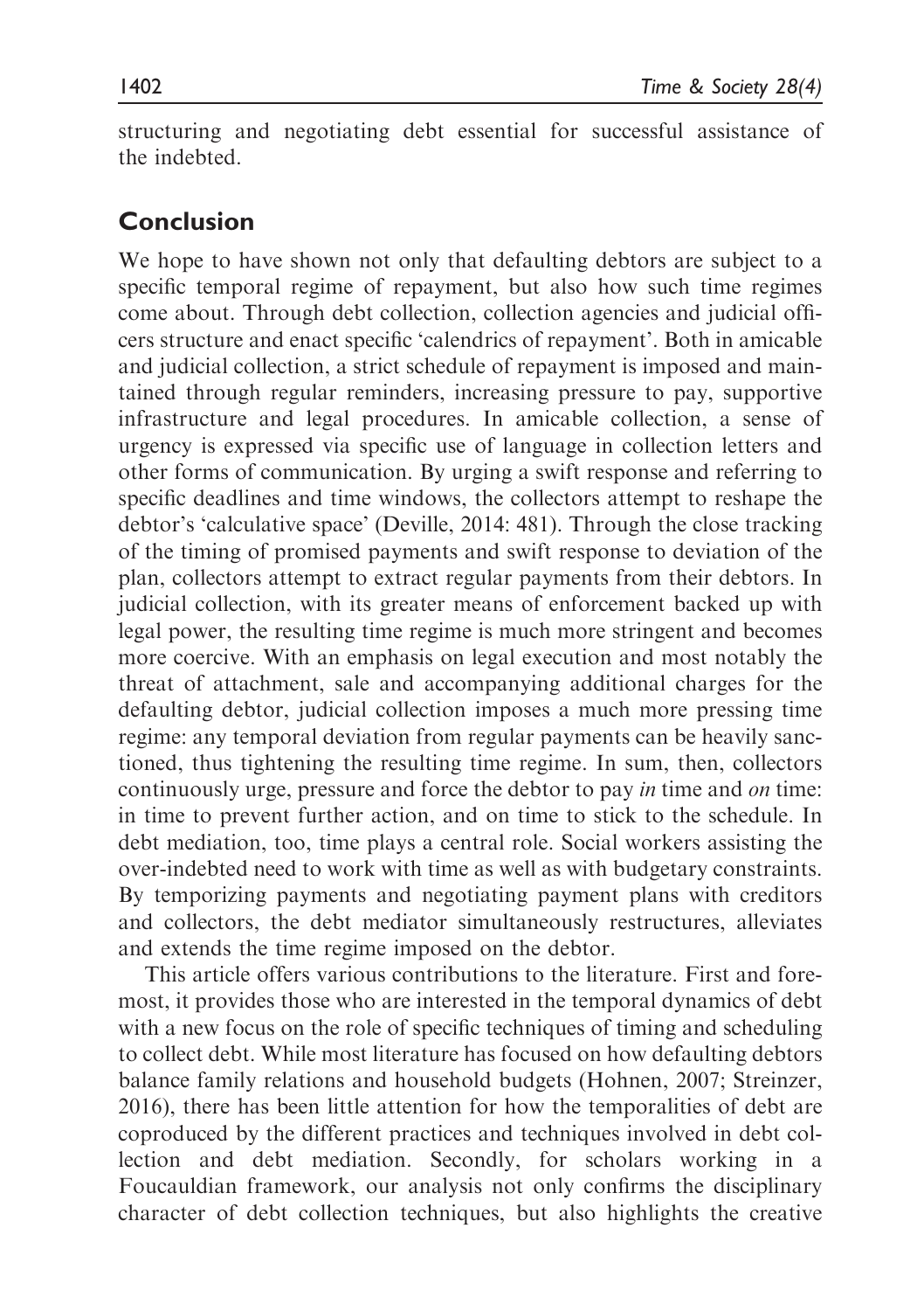structuring and negotiating debt essential for successful assistance of the indebted.

## Conclusion

We hope to have shown not only that defaulting debtors are subject to a specific temporal regime of repayment, but also how such time regimes come about. Through debt collection, collection agencies and judicial officers structure and enact specific 'calendrics of repayment'. Both in amicable and judicial collection, a strict schedule of repayment is imposed and maintained through regular reminders, increasing pressure to pay, supportive infrastructure and legal procedures. In amicable collection, a sense of urgency is expressed via specific use of language in collection letters and other forms of communication. By urging a swift response and referring to specific deadlines and time windows, the collectors attempt to reshape the debtor's 'calculative space' (Deville, 2014: 481). Through the close tracking of the timing of promised payments and swift response to deviation of the plan, collectors attempt to extract regular payments from their debtors. In judicial collection, with its greater means of enforcement backed up with legal power, the resulting time regime is much more stringent and becomes more coercive. With an emphasis on legal execution and most notably the threat of attachment, sale and accompanying additional charges for the defaulting debtor, judicial collection imposes a much more pressing time regime: any temporal deviation from regular payments can be heavily sanctioned, thus tightening the resulting time regime. In sum, then, collectors continuously urge, pressure and force the debtor to pay *in* time and *on* time: in time to prevent further action, and on time to stick to the schedule. In debt mediation, too, time plays a central role. Social workers assisting the over-indebted need to work with time as well as with budgetary constraints. By temporizing payments and negotiating payment plans with creditors and collectors, the debt mediator simultaneously restructures, alleviates and extends the time regime imposed on the debtor.

This article offers various contributions to the literature. First and foremost, it provides those who are interested in the temporal dynamics of debt with a new focus on the role of specific techniques of timing and scheduling to collect debt. While most literature has focused on how defaulting debtors balance family relations and household budgets (Hohnen, 2007; Streinzer, 2016), there has been little attention for how the temporalities of debt are coproduced by the different practices and techniques involved in debt collection and debt mediation. Secondly, for scholars working in a Foucauldian framework, our analysis not only confirms the disciplinary character of debt collection techniques, but also highlights the creative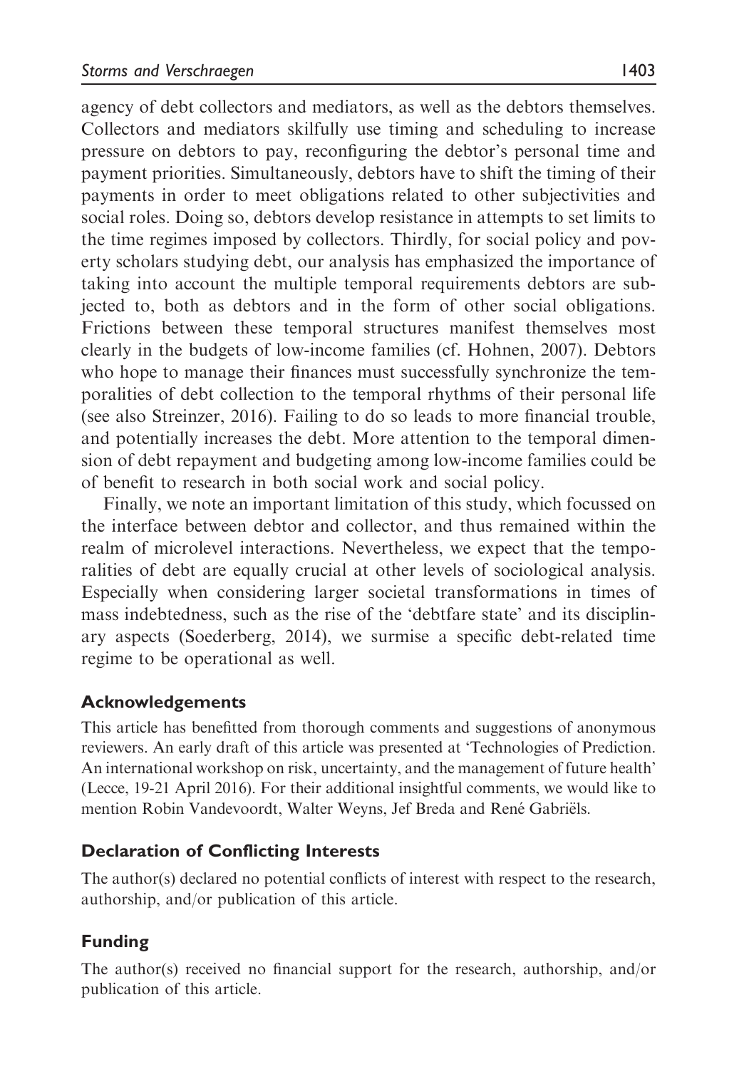agency of debt collectors and mediators, as well as the debtors themselves. Collectors and mediators skilfully use timing and scheduling to increase pressure on debtors to pay, reconfiguring the debtor's personal time and payment priorities. Simultaneously, debtors have to shift the timing of their payments in order to meet obligations related to other subjectivities and social roles. Doing so, debtors develop resistance in attempts to set limits to the time regimes imposed by collectors. Thirdly, for social policy and poverty scholars studying debt, our analysis has emphasized the importance of taking into account the multiple temporal requirements debtors are subjected to, both as debtors and in the form of other social obligations. Frictions between these temporal structures manifest themselves most clearly in the budgets of low-income families (cf. Hohnen, 2007). Debtors who hope to manage their finances must successfully synchronize the temporalities of debt collection to the temporal rhythms of their personal life (see also Streinzer, 2016). Failing to do so leads to more financial trouble, and potentially increases the debt. More attention to the temporal dimension of debt repayment and budgeting among low-income families could be of benefit to research in both social work and social policy.

Finally, we note an important limitation of this study, which focussed on the interface between debtor and collector, and thus remained within the realm of microlevel interactions. Nevertheless, we expect that the temporalities of debt are equally crucial at other levels of sociological analysis. Especially when considering larger societal transformations in times of mass indebtedness, such as the rise of the 'debtfare state' and its disciplinary aspects (Soederberg, 2014), we surmise a specific debt-related time regime to be operational as well.

## Acknowledgements

This article has benefitted from thorough comments and suggestions of anonymous reviewers. An early draft of this article was presented at 'Technologies of Prediction. An international workshop on risk, uncertainty, and the management of future health' (Lecce, 19-21 April 2016). For their additional insightful comments, we would like to mention Robin Vandevoordt, Walter Weyns, Jef Breda and René Gabriëls.

## Declaration of Conflicting Interests

The author(s) declared no potential conflicts of interest with respect to the research, authorship, and/or publication of this article.

## Funding

The author(s) received no financial support for the research, authorship, and/or publication of this article.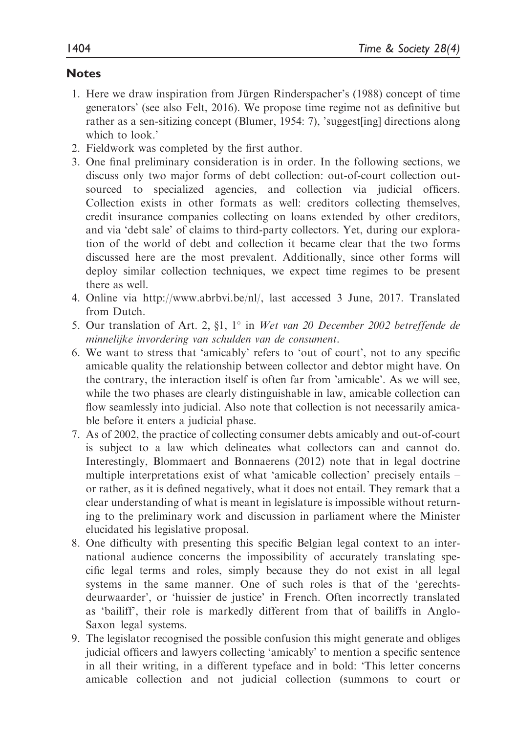## Notes

1. Here we draw inspiration from Jürgen Rinderspacher's (1988) concept of time generators' (see also Felt, 2016). We propose time regime not as definitive but rather as a sen-sitizing concept (Blumer, 1954: 7), 'suggest[ing] directions along which to look.'
2. Fieldwork was completed by the first author.
3. One final preliminary consideration is in order. In the following sections, we discuss only two major forms of debt collection: out-of-court collection outsourced to specialized agencies, and collection via judicial officers. Collection exists in other formats as well: creditors collecting themselves, credit insurance companies collecting on loans extended by other creditors, and via 'debt sale' of claims to third-party collectors. Yet, during our exploration of the world of debt and collection it became clear that the two forms discussed here are the most prevalent. Additionally, since other forms will deploy similar collection techniques, we expect time regimes to be present there as well.
4. Online via http://www.abrbvi.be/nl/, last accessed 3 June, 2017. Translated from Dutch.
5. Our translation of Art. 2, §1, 1° in *Wet van 20 December 2002 betreffende de minnelijke invordering van schulden van de consument*.
6. We want to stress that 'amicably' refers to 'out of court', not to any specific amicable quality the relationship between collector and debtor might have. On the contrary, the interaction itself is often far from 'amicable'. As we will see, while the two phases are clearly distinguishable in law, amicable collection can flow seamlessly into judicial. Also note that collection is not necessarily amicable before it enters a judicial phase.
7. As of 2002, the practice of collecting consumer debts amicably and out-of-court is subject to a law which delineates what collectors can and cannot do. Interestingly, Blommaert and Bonnaerens (2012) note that in legal doctrine multiple interpretations exist of what 'amicable collection' precisely entails – or rather, as it is defined negatively, what it does not entail. They remark that a clear understanding of what is meant in legislature is impossible without returning to the preliminary work and discussion in parliament where the Minister elucidated his legislative proposal.
8. One difficulty with presenting this specific Belgian legal context to an international audience concerns the impossibility of accurately translating specific legal terms and roles, simply because they do not exist in all legal systems in the same manner. One of such roles is that of the 'gerechtsdeurwaarder', or 'huissier de justice' in French. Often incorrectly translated as 'bailiff', their role is markedly different from that of bailiffs in Anglo-Saxon legal systems.
9. The legislator recognised the possible confusion this might generate and obliges judicial officers and lawyers collecting 'amicably' to mention a specific sentence in all their writing, in a different typeface and in bold: 'This letter concerns amicable collection and not judicial collection (summons to court or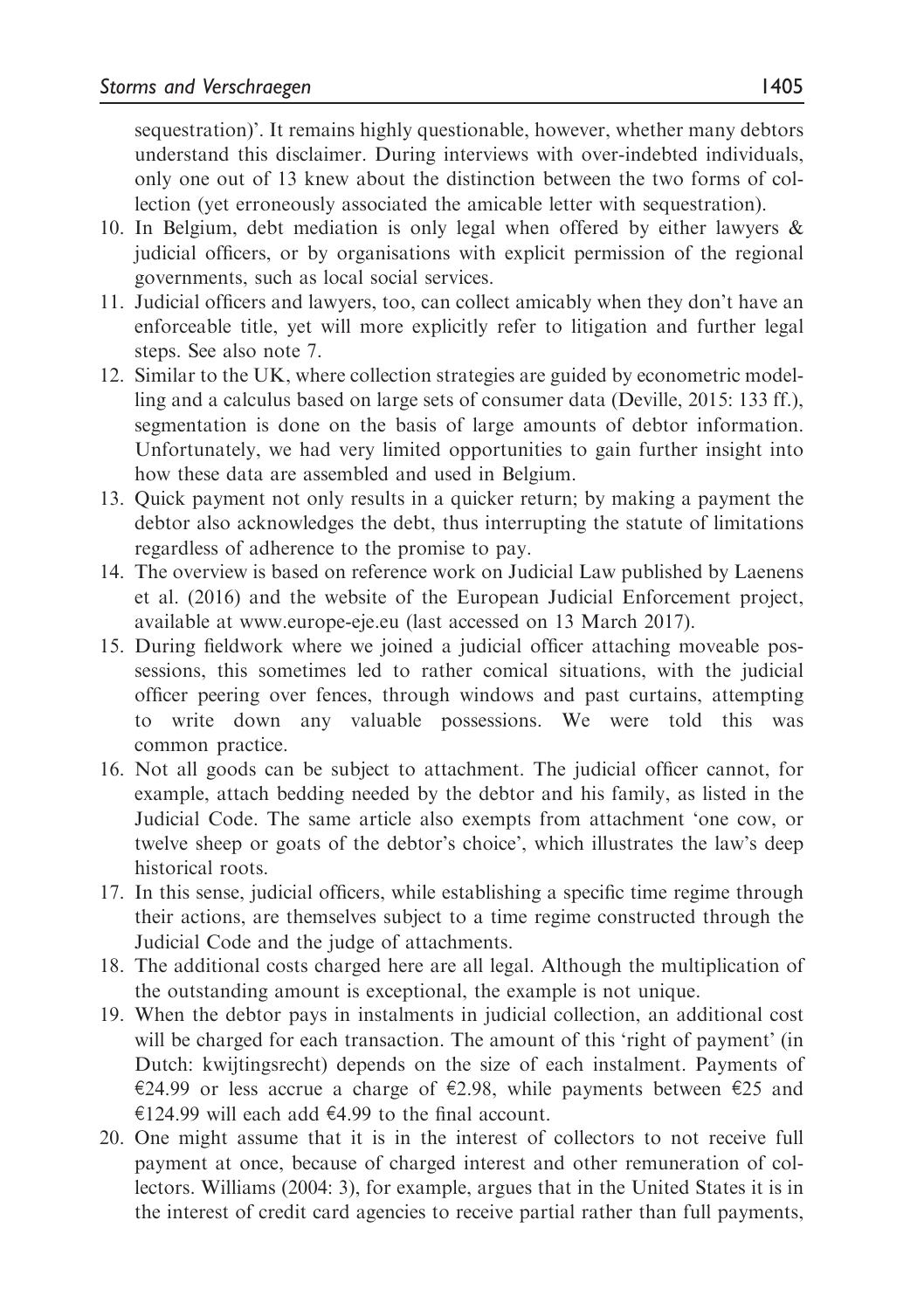sequestration)'. It remains highly questionable, however, whether many debtors understand this disclaimer. During interviews with over-indebted individuals, only one out of 13 knew about the distinction between the two forms of collection (yet erroneously associated the amicable letter with sequestration).

10. In Belgium, debt mediation is only legal when offered by either lawyers & judicial officers, or by organisations with explicit permission of the regional governments, such as local social services.
11. Judicial officers and lawyers, too, can collect amicably when they don't have an enforceable title, yet will more explicitly refer to litigation and further legal steps. See also note 7.
12. Similar to the UK, where collection strategies are guided by econometric modelling and a calculus based on large sets of consumer data (Deville, 2015: 133 ff.), segmentation is done on the basis of large amounts of debtor information. Unfortunately, we had very limited opportunities to gain further insight into how these data are assembled and used in Belgium.
13. Quick payment not only results in a quicker return; by making a payment the debtor also acknowledges the debt, thus interrupting the statute of limitations regardless of adherence to the promise to pay.
14. The overview is based on reference work on Judicial Law published by Laenens et al. (2016) and the website of the European Judicial Enforcement project, available at www.europe-eje.eu (last accessed on 13 March 2017).
15. During fieldwork where we joined a judicial officer attaching moveable possessions, this sometimes led to rather comical situations, with the judicial officer peering over fences, through windows and past curtains, attempting to write down any valuable possessions. We were told this was common practice.
16. Not all goods can be subject to attachment. The judicial officer cannot, for example, attach bedding needed by the debtor and his family, as listed in the Judicial Code. The same article also exempts from attachment 'one cow, or twelve sheep or goats of the debtor's choice', which illustrates the law's deep historical roots.
17. In this sense, judicial officers, while establishing a specific time regime through their actions, are themselves subject to a time regime constructed through the Judicial Code and the judge of attachments.
18. The additional costs charged here are all legal. Although the multiplication of the outstanding amount is exceptional, the example is not unique.
19. When the debtor pays in instalments in judicial collection, an additional cost will be charged for each transaction. The amount of this 'right of payment' (in Dutch: kwijtingsrecht) depends on the size of each instalment. Payments of €24.99 or less accrue a charge of €2.98, while payments between €25 and €124.99 will each add €4.99 to the final account.
20. One might assume that it is in the interest of collectors to not receive full payment at once, because of charged interest and other remuneration of collectors. Williams (2004: 3), for example, argues that in the United States it is in the interest of credit card agencies to receive partial rather than full payments,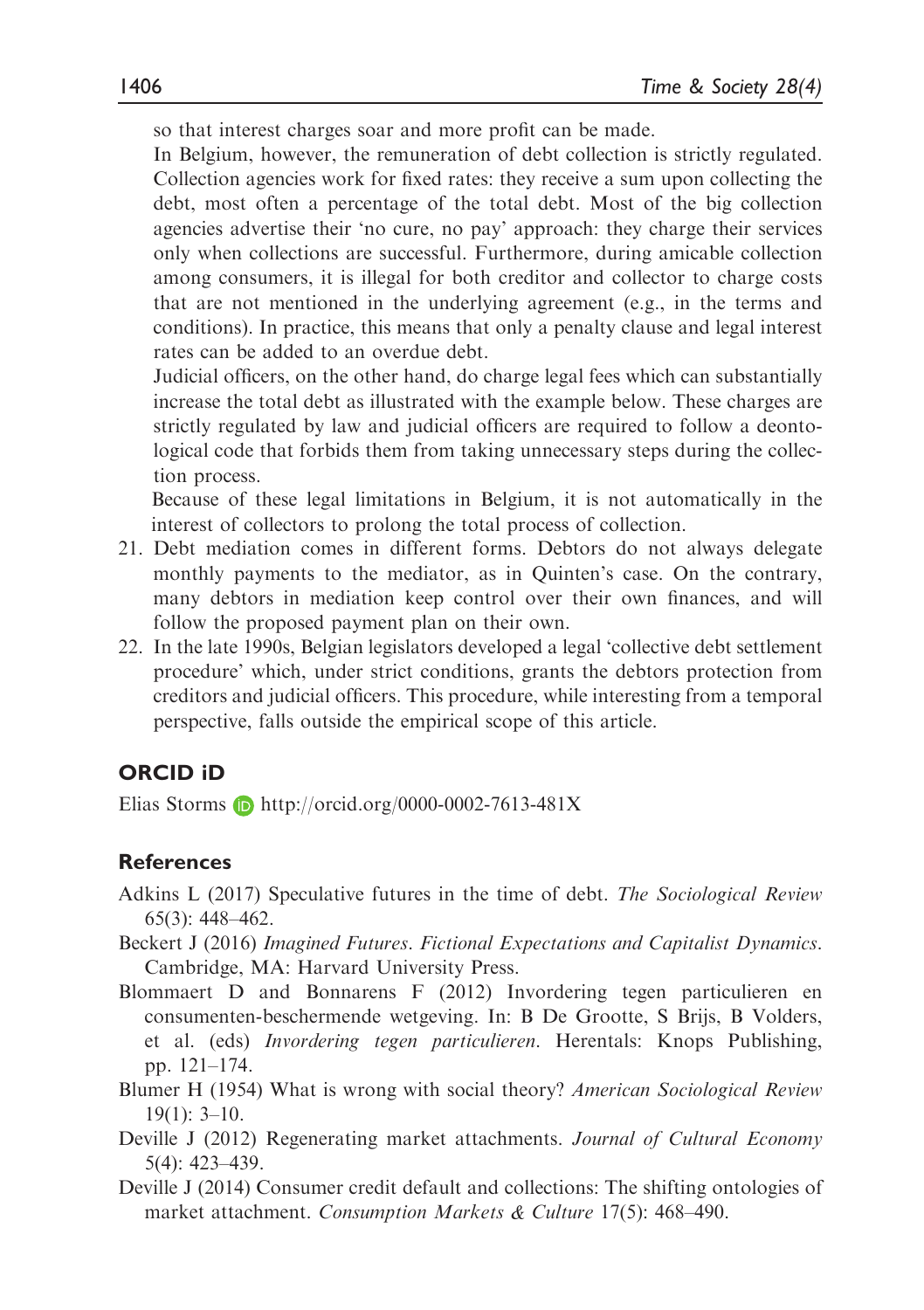so that interest charges soar and more profit can be made.

In Belgium, however, the remuneration of debt collection is strictly regulated. Collection agencies work for fixed rates: they receive a sum upon collecting the debt, most often a percentage of the total debt. Most of the big collection agencies advertise their 'no cure, no pay' approach: they charge their services only when collections are successful. Furthermore, during amicable collection among consumers, it is illegal for both creditor and collector to charge costs that are not mentioned in the underlying agreement (e.g., in the terms and conditions). In practice, this means that only a penalty clause and legal interest rates can be added to an overdue debt.

Judicial officers, on the other hand, do charge legal fees which can substantially increase the total debt as illustrated with the example below. These charges are strictly regulated by law and judicial officers are required to follow a deontological code that forbids them from taking unnecessary steps during the collection process.

Because of these legal limitations in Belgium, it is not automatically in the interest of collectors to prolong the total process of collection.

21. Debt mediation comes in different forms. Debtors do not always delegate monthly payments to the mediator, as in Quinten's case. On the contrary, many debtors in mediation keep control over their own finances, and will follow the proposed payment plan on their own.
22. In the late 1990s, Belgian legislators developed a legal 'collective debt settlement procedure' which, under strict conditions, grants the debtors protection from creditors and judicial officers. This procedure, while interesting from a temporal perspective, falls outside the empirical scope of this article.

## ORCID iD

Elias Storms http://orcid.org/0000-0002-7613-481X

## References

Adkins L (2017) Speculative futures in the time of debt. *The Sociological Review* 65(3): 448–462.

Beckert J (2016) *Imagined Futures. Fictional Expectations and Capitalist Dynamics*. Cambridge, MA: Harvard University Press.

Blommaert D and Bonnarens F (2012) Invordering tegen particulieren en consumenten-beschermende wetgeving. In: B De Grootte, S Brijs, B Volders, et al. (eds) *Invordering tegen particulieren*. Herentals: Knops Publishing, pp. 121–174.

Blumer H (1954) What is wrong with social theory? *American Sociological Review* 19(1): 3–10.

Deville J (2012) Regenerating market attachments. *Journal of Cultural Economy* 5(4): 423–439.

Deville J (2014) Consumer credit default and collections: The shifting ontologies of market attachment. *Consumption Markets & Culture* 17(5): 468–490.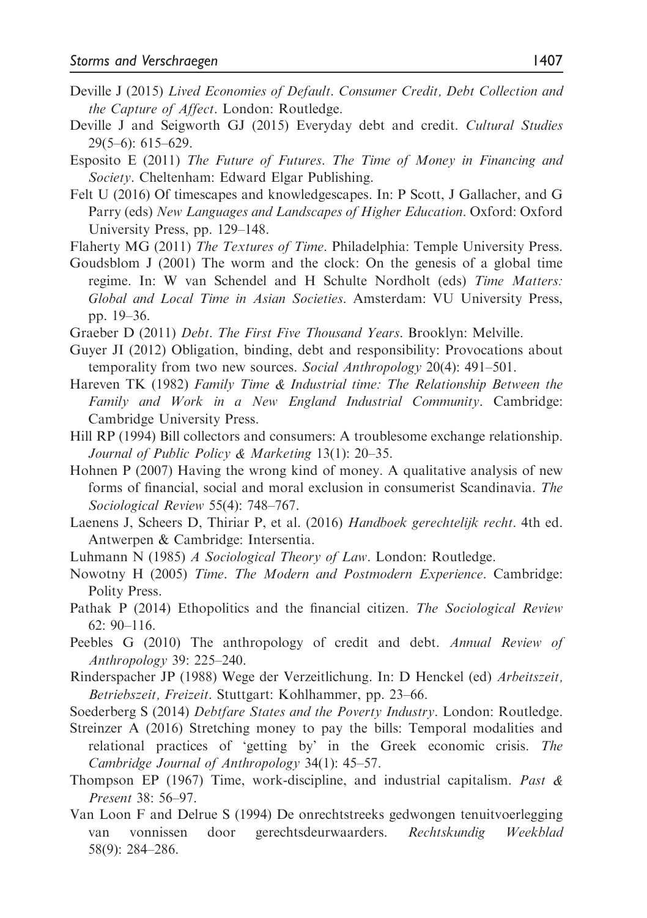Deville J (2015) *Lived Economies of Default. Consumer Credit, Debt Collection and the Capture of Affect*. London: Routledge.

Deville J and Seigworth GJ (2015) Everyday debt and credit. *Cultural Studies* 29(5–6): 615–629.

Esposito E (2011) *The Future of Futures. The Time of Money in Financing and Society*. Cheltenham: Edward Elgar Publishing.

Felt U (2016) Of timescapes and knowledgescapes. In: P Scott, J Gallacher, and G Parry (eds) *New Languages and Landscapes of Higher Education*. Oxford: Oxford University Press, pp. 129–148.

Flaherty MG (2011) *The Textures of Time*. Philadelphia: Temple University Press.

Goudsblom J (2001) The worm and the clock: On the genesis of a global time regime. In: W van Schendel and H Schulte Nordholt (eds) *Time Matters: Global and Local Time in Asian Societies*. Amsterdam: VU University Press, pp. 19–36.

Graeber D (2011) *Debt. The First Five Thousand Years*. Brooklyn: Melville.

Guyer JI (2012) Obligation, binding, debt and responsibility: Provocations about temporality from two new sources. *Social Anthropology* 20(4): 491–501.

Hareven TK (1982) *Family Time & Industrial time: The Relationship Between the Family and Work in a New England Industrial Community*. Cambridge: Cambridge University Press.

Hill RP (1994) Bill collectors and consumers: A troublesome exchange relationship. *Journal of Public Policy & Marketing* 13(1): 20–35.

Hohnen P (2007) Having the wrong kind of money. A qualitative analysis of new forms of financial, social and moral exclusion in consumerist Scandinavia. *The Sociological Review* 55(4): 748–767.

Laenens J, Scheers D, Thiriar P, et al. (2016) *Handboek gerechtelijk recht*. 4th ed. Antwerpen & Cambridge: Intersentia.

Luhmann N (1985) *A Sociological Theory of Law*. London: Routledge.

Nowotny H (2005) *Time. The Modern and Postmodern Experience*. Cambridge: Polity Press.

Pathak P (2014) Ethopolitics and the financial citizen. *The Sociological Review* 62: 90–116.

Peebles G (2010) The anthropology of credit and debt. *Annual Review of Anthropology* 39: 225–240.

Rinderspacher JP (1988) Wege der Verzeitlichung. In: D Henckel (ed) *Arbeitszeit, Betriebszeit, Freizeit*. Stuttgart: Kohlhammer, pp. 23–66.

Soederberg S (2014) *Debtfare States and the Poverty Industry*. London: Routledge.

Streinzer A (2016) Stretching money to pay the bills: Temporal modalities and relational practices of 'getting by' in the Greek economic crisis. *The Cambridge Journal of Anthropology* 34(1): 45–57.

Thompson EP (1967) Time, work-discipline, and industrial capitalism. *Past & Present* 38: 56–97.

Van Loon F and Delrue S (1994) De onrechtstreeks gedwongen tenuitvoerlegging van vonnissen door gerechtsdeurwaarders. *Rechtskundig Weekblad* 58(9): 284–286.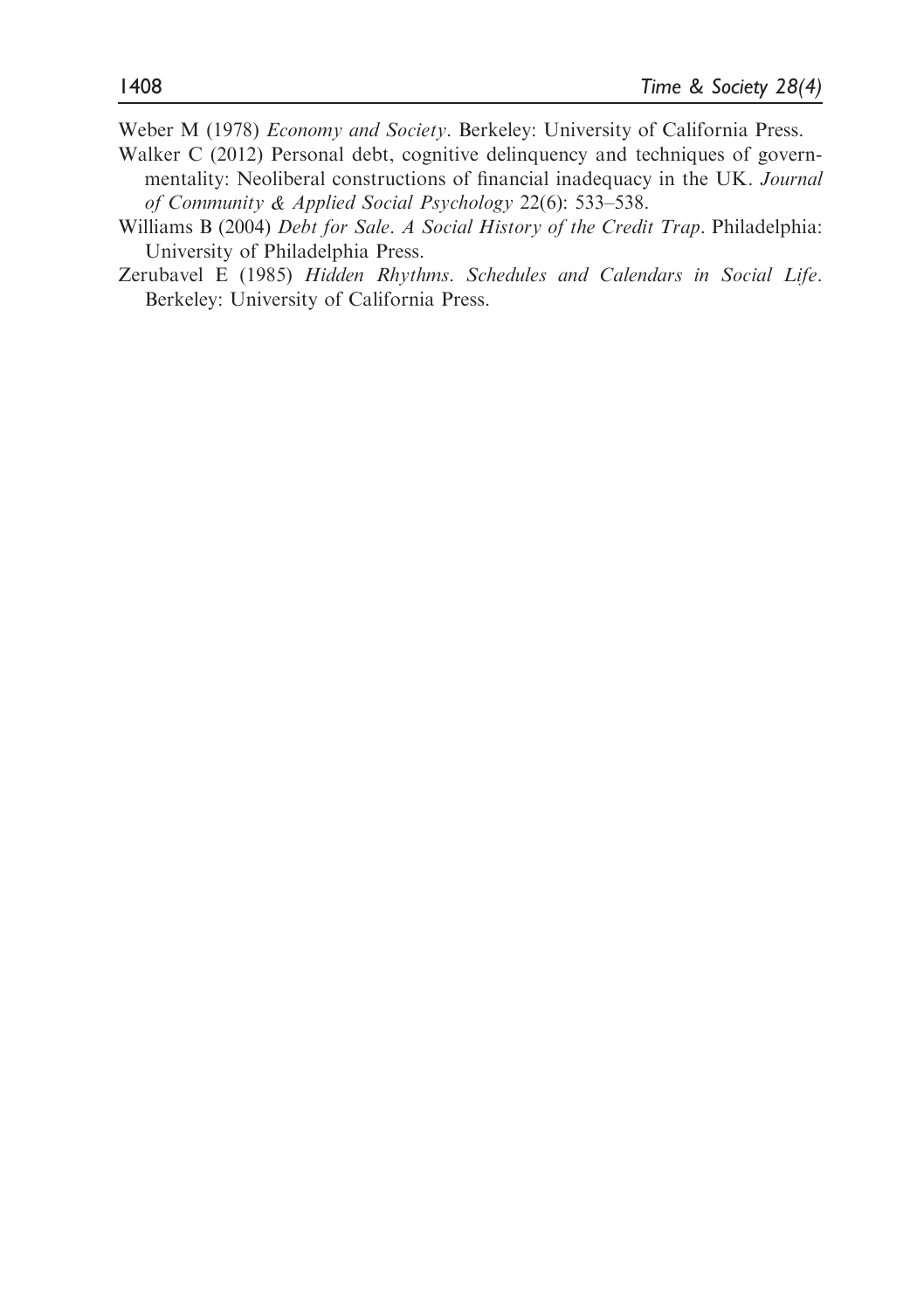Weber M (1978) *Economy and Society*. Berkeley: University of California Press.

Walker C (2012) Personal debt, cognitive delinquency and techniques of governmentality: Neoliberal constructions of financial inadequacy in the UK. *Journal of Community & Applied Social Psychology* 22(6): 533–538.

Williams B (2004) *Debt for Sale. A Social History of the Credit Trap*. Philadelphia: University of Philadelphia Press.

Zerubavel E (1985) *Hidden Rhythms. Schedules and Calendars in Social Life*. Berkeley: University of California Press.